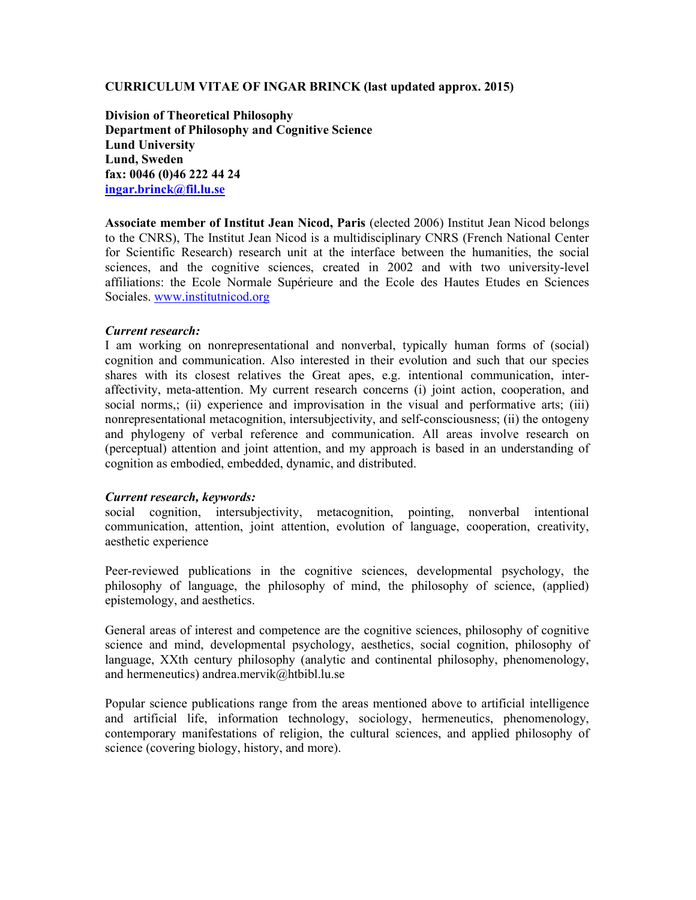**CURRICULUM VITAE OF INGAR BRINCK (last updated approx. 2015)**

**Division of Theoretical Philosophy**
**Department of Philosophy and Cognitive Science**
**Lund University**
**Lund, Sweden**
**fax: 0046 (0)46 222 44 24**
**ingar.brinck@fil.lu.se**

**Associate member of Institut Jean Nicod, Paris** (elected 2006) Institut Jean Nicod belongs to the CNRS), The Institut Jean Nicod is a multidisciplinary CNRS (French National Center for Scientific Research) research unit at the interface between the humanities, the social sciences, and the cognitive sciences, created in 2002 and with two university-level affiliations: the Ecole Normale Supérieure and the Ecole des Hautes Etudes en Sciences Sociales. www.institutnicod.org

***Current research:***

I am working on nonrepresentational and nonverbal, typically human forms of (social) cognition and communication. Also interested in their evolution and such that our species shares with its closest relatives the Great apes, e.g. intentional communication, inter-affectivity, meta-attention. My current research concerns (i) joint action, cooperation, and social norms,; (ii) experience and improvisation in the visual and performative arts; (iii) nonrepresentational metacognition, intersubjectivity, and self-consciousness; (ii) the ontogeny and phylogeny of verbal reference and communication. All areas involve research on (perceptual) attention and joint attention, and my approach is based in an understanding of cognition as embodied, embedded, dynamic, and distributed.

***Current research, keywords:***

social cognition, intersubjectivity, metacognition, pointing, nonverbal intentional communication, attention, joint attention, evolution of language, cooperation, creativity, aesthetic experience

Peer-reviewed publications in the cognitive sciences, developmental psychology, the philosophy of language, the philosophy of mind, the philosophy of science, (applied) epistemology, and aesthetics.

General areas of interest and competence are the cognitive sciences, philosophy of cognitive science and mind, developmental psychology, aesthetics, social cognition, philosophy of language, XXth century philosophy (analytic and continental philosophy, phenomenology, and hermeneutics) andrea.mervik@htbibl.lu.se

Popular science publications range from the areas mentioned above to artificial intelligence and artificial life, information technology, sociology, hermeneutics, phenomenology, contemporary manifestations of religion, the cultural sciences, and applied philosophy of science (covering biology, history, and more).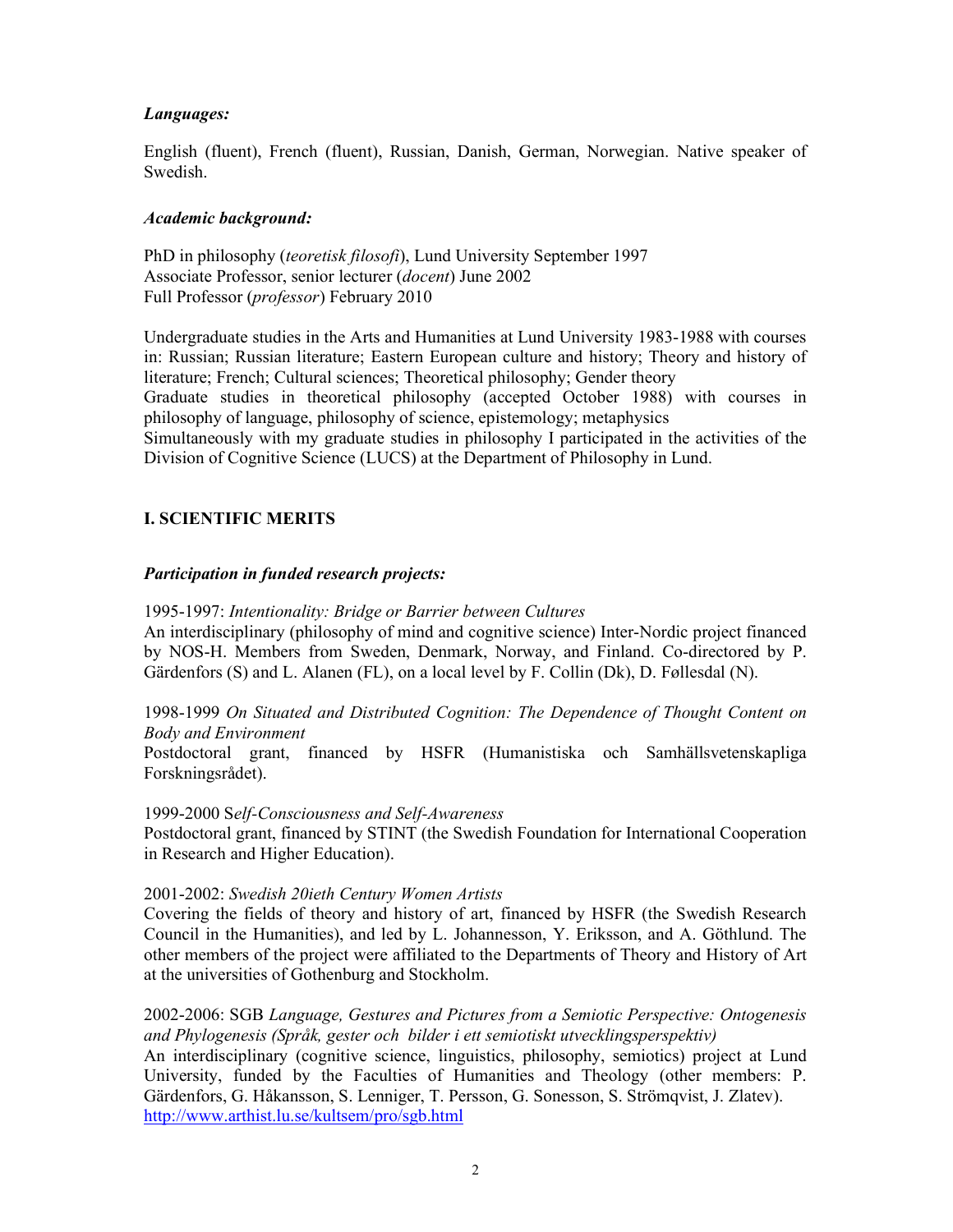***Languages:***

English (fluent), French (fluent), Russian, Danish, German, Norwegian. Native speaker of Swedish.

***Academic background:***

PhD in philosophy (*teoretisk filosofi*), Lund University September 1997
Associate Professor, senior lecturer (*docent*) June 2002
Full Professor (*professor*) February 2010

Undergraduate studies in the Arts and Humanities at Lund University 1983-1988 with courses in: Russian; Russian literature; Eastern European culture and history; Theory and history of literature; French; Cultural sciences; Theoretical philosophy; Gender theory
Graduate studies in theoretical philosophy (accepted October 1988) with courses in philosophy of language, philosophy of science, epistemology; metaphysics
Simultaneously with my graduate studies in philosophy I participated in the activities of the Division of Cognitive Science (LUCS) at the Department of Philosophy in Lund.

## I. SCIENTIFIC MERITS

***Participation in funded research projects:***

1995-1997: *Intentionality: Bridge or Barrier between Cultures*
An interdisciplinary (philosophy of mind and cognitive science) Inter-Nordic project financed by NOS-H. Members from Sweden, Denmark, Norway, and Finland. Co-directored by P. Gärdenfors (S) and L. Alanen (FL), on a local level by F. Collin (Dk), D. Føllesdal (N).

1998-1999 *On Situated and Distributed Cognition: The Dependence of Thought Content on Body and Environment*
Postdoctoral grant, financed by HSFR (Humanistiska och Samhällsvetenskapliga Forskningsrådet).

1999-2000 S*elf-Consciousness and Self-Awareness*
Postdoctoral grant, financed by STINT (the Swedish Foundation for International Cooperation in Research and Higher Education).

2001-2002: *Swedish 20ieth Century Women Artists*
Covering the fields of theory and history of art, financed by HSFR (the Swedish Research Council in the Humanities), and led by L. Johannesson, Y. Eriksson, and A. Göthlund. The other members of the project were affiliated to the Departments of Theory and History of Art at the universities of Gothenburg and Stockholm.

2002-2006: SGB *Language, Gestures and Pictures from a Semiotic Perspective: Ontogenesis and Phylogenesis (Språk, gester och bilder i ett semiotiskt utvecklingsperspektiv)*
An interdisciplinary (cognitive science, linguistics, philosophy, semiotics) project at Lund University, funded by the Faculties of Humanities and Theology (other members: P. Gärdenfors, G. Håkansson, S. Lenniger, T. Persson, G. Sonesson, S. Strömqvist, J. Zlatev).
http://www.arthist.lu.se/kultsem/pro/sgb.html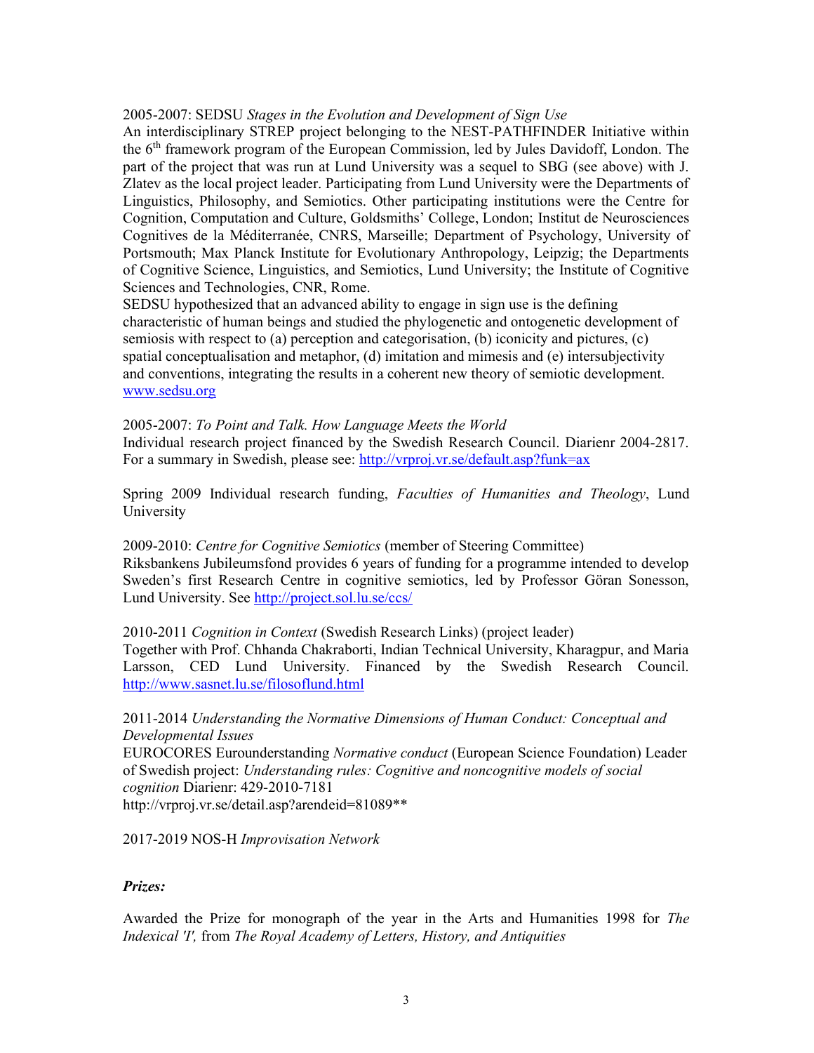2005-2007: SEDSU *Stages in the Evolution and Development of Sign Use*
An interdisciplinary STREP project belonging to the NEST-PATHFINDER Initiative within the 6th framework program of the European Commission, led by Jules Davidoff, London. The part of the project that was run at Lund University was a sequel to SBG (see above) with J. Zlatev as the local project leader. Participating from Lund University were the Departments of Linguistics, Philosophy, and Semiotics. Other participating institutions were the Centre for Cognition, Computation and Culture, Goldsmiths' College, London; Institut de Neurosciences Cognitives de la Méditerranée, CNRS, Marseille; Department of Psychology, University of Portsmouth; Max Planck Institute for Evolutionary Anthropology, Leipzig; the Departments of Cognitive Science, Linguistics, and Semiotics, Lund University; the Institute of Cognitive Sciences and Technologies, CNR, Rome.
SEDSU hypothesized that an advanced ability to engage in sign use is the defining characteristic of human beings and studied the phylogenetic and ontogenetic development of semiosis with respect to (a) perception and categorisation, (b) iconicity and pictures, (c) spatial conceptualisation and metaphor, (d) imitation and mimesis and (e) intersubjectivity and conventions, integrating the results in a coherent new theory of semiotic development.
[www.sedsu.org](www.sedsu.org)

2005-2007: *To Point and Talk. How Language Meets the World*
Individual research project financed by the Swedish Research Council. Diarienr 2004-2817. For a summary in Swedish, please see: [http://vrproj.vr.se/default.asp?funk=ax](http://vrproj.vr.se/default.asp?funk=ax)

Spring 2009 Individual research funding, *Faculties of Humanities and Theology*, Lund University

2009-2010: *Centre for Cognitive Semiotics* (member of Steering Committee)
Riksbankens Jubileumsfond provides 6 years of funding for a programme intended to develop Sweden's first Research Centre in cognitive semiotics, led by Professor Göran Sonesson, Lund University. See [http://project.sol.lu.se/ccs/](http://project.sol.lu.se/ccs/)

2010-2011 *Cognition in Context* (Swedish Research Links) (project leader)
Together with Prof. Chhanda Chakraborti, Indian Technical University, Kharagpur, and Maria Larsson, CED Lund University. Financed by the Swedish Research Council. [http://www.sasnet.lu.se/filosoflund.html](http://www.sasnet.lu.se/filosoflund.html)

2011-2014 *Understanding the Normative Dimensions of Human Conduct: Conceptual and Developmental Issues*
EUROCORES Eurounderstanding *Normative conduct* (European Science Foundation) Leader of Swedish project: *Understanding rules: Cognitive and noncognitive models of social cognition* Diarienr: 429-2010-7181
http://vrproj.vr.se/detail.asp?arendeid=81089**

2017-2019 NOS-H *Improvisation Network*

***Prizes:***

Awarded the Prize for monograph of the year in the Arts and Humanities 1998 for *The Indexical 'I',* from *The Royal Academy of Letters, History, and Antiquities*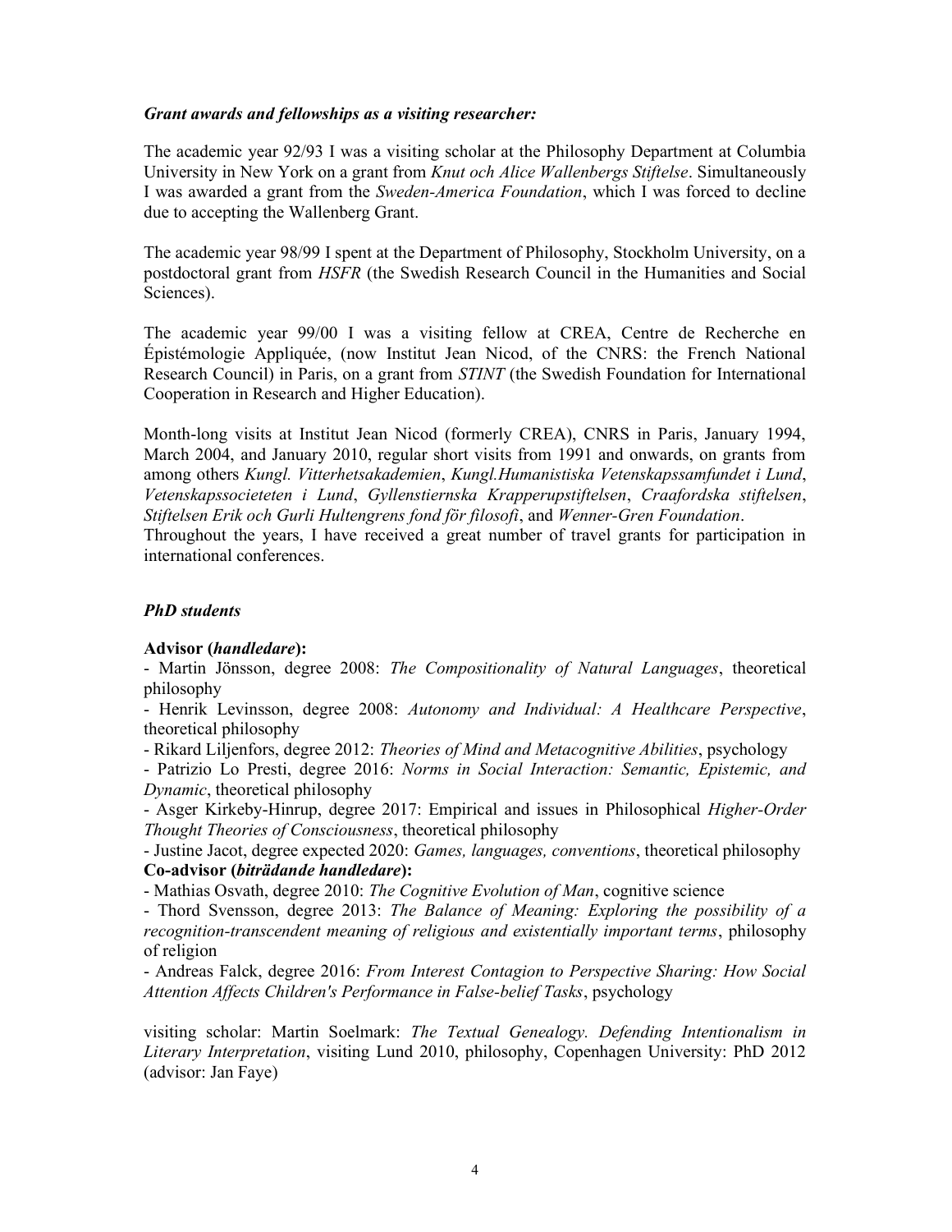***Grant awards and fellowships as a visiting researcher:***

The academic year 92/93 I was a visiting scholar at the Philosophy Department at Columbia University in New York on a grant from *Knut och Alice Wallenbergs Stiftelse*. Simultaneously I was awarded a grant from the *Sweden-America Foundation*, which I was forced to decline due to accepting the Wallenberg Grant.

The academic year 98/99 I spent at the Department of Philosophy, Stockholm University, on a postdoctoral grant from *HSFR* (the Swedish Research Council in the Humanities and Social Sciences).

The academic year 99/00 I was a visiting fellow at CREA, Centre de Recherche en Épistémologie Appliquée, (now Institut Jean Nicod, of the CNRS: the French National Research Council) in Paris, on a grant from *STINT* (the Swedish Foundation for International Cooperation in Research and Higher Education).

Month-long visits at Institut Jean Nicod (formerly CREA), CNRS in Paris, January 1994, March 2004, and January 2010, regular short visits from 1991 and onwards, on grants from among others *Kungl. Vitterhetsakademien*, *Kungl.Humanistiska Vetenskapssamfundet i Lund*, *Vetenskapssocieteten i Lund*, *Gyllenstiernska Krapperupstiftelsen*, *Craafordska stiftelsen*, *Stiftelsen Erik och Gurli Hultengrens fond för filosofi*, and *Wenner-Gren Foundation*.
Throughout the years, I have received a great number of travel grants for participation in international conferences.

***PhD students***

**Advisor (*handledare*):**
- Martin Jönsson, degree 2008: *The Compositionality of Natural Languages*, theoretical philosophy
- Henrik Levinsson, degree 2008: *Autonomy and Individual: A Healthcare Perspective*, theoretical philosophy
- Rikard Liljenfors, degree 2012: *Theories of Mind and Metacognitive Abilities*, psychology
- Patrizio Lo Presti, degree 2016: *Norms in Social Interaction: Semantic, Epistemic, and Dynamic*, theoretical philosophy
- Asger Kirkeby-Hinrup, degree 2017: Empirical and issues in Philosophical *Higher-Order Thought Theories of Consciousness*, theoretical philosophy
- Justine Jacot, degree expected 2020: *Games, languages, conventions*, theoretical philosophy

**Co-advisor (*biträdande handledare*):**
- Mathias Osvath, degree 2010: *The Cognitive Evolution of Man*, cognitive science
- Thord Svensson, degree 2013: *The Balance of Meaning: Exploring the possibility of a recognition-transcendent meaning of religious and existentially important terms*, philosophy of religion
- Andreas Falck, degree 2016: *From Interest Contagion to Perspective Sharing: How Social Attention Affects Children's Performance in False-belief Tasks*, psychology

visiting scholar: Martin Soelmark: *The Textual Genealogy. Defending Intentionalism in Literary Interpretation*, visiting Lund 2010, philosophy, Copenhagen University: PhD 2012 (advisor: Jan Faye)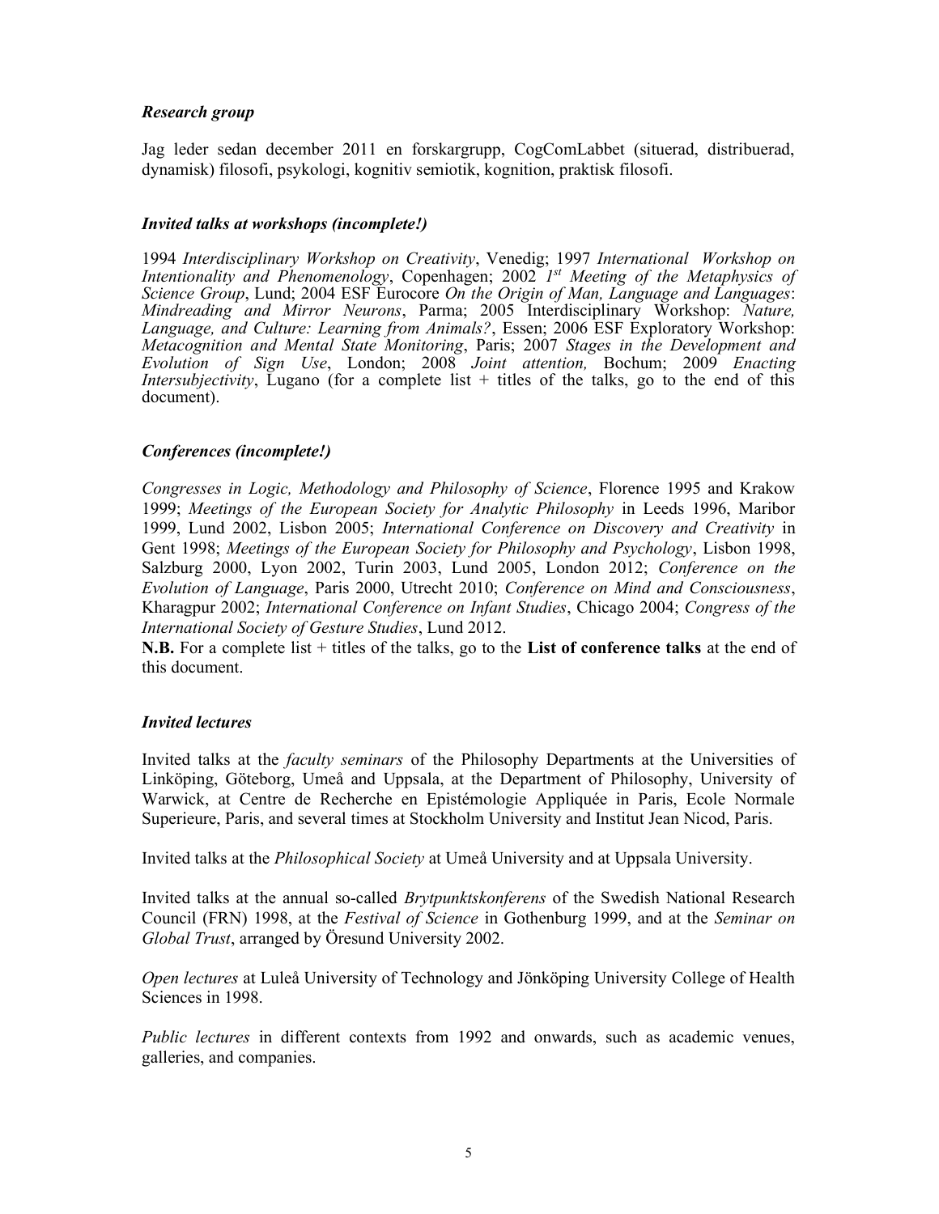### *Research group*

Jag leder sedan december 2011 en forskargrupp, CogComLabbet (situerad, distribuerad, dynamisk) filosofi, psykologi, kognitiv semiotik, kognition, praktisk filosofi.

### *Invited talks at workshops (incomplete!)*

1994 *Interdisciplinary Workshop on Creativity*, Venedig; 1997 *International Workshop on Intentionality and Phenomenology*, Copenhagen; 2002 *1st Meeting of the Metaphysics of Science Group*, Lund; 2004 ESF Eurocore *On the Origin of Man, Language and Languages*: *Mindreading and Mirror Neurons*, Parma; 2005 Interdisciplinary Workshop: *Nature, Language, and Culture: Learning from Animals?*, Essen; 2006 ESF Exploratory Workshop: *Metacognition and Mental State Monitoring*, Paris; 2007 *Stages in the Development and Evolution of Sign Use*, London; 2008 *Joint attention,* Bochum; 2009 *Enacting Intersubjectivity*, Lugano (for a complete list + titles of the talks, go to the end of this document).

### *Conferences (incomplete!)*

*Congresses in Logic, Methodology and Philosophy of Science*, Florence 1995 and Krakow 1999; *Meetings of the European Society for Analytic Philosophy* in Leeds 1996, Maribor 1999, Lund 2002, Lisbon 2005; *International Conference on Discovery and Creativity* in Gent 1998; *Meetings of the European Society for Philosophy and Psychology*, Lisbon 1998, Salzburg 2000, Lyon 2002, Turin 2003, Lund 2005, London 2012; *Conference on the Evolution of Language*, Paris 2000, Utrecht 2010; *Conference on Mind and Consciousness*, Kharagpur 2002; *International Conference on Infant Studies*, Chicago 2004; *Congress of the International Society of Gesture Studies*, Lund 2012.

**N.B.** For a complete list + titles of the talks, go to the **List of conference talks** at the end of this document.

### *Invited lectures*

Invited talks at the *faculty seminars* of the Philosophy Departments at the Universities of Linköping, Göteborg, Umeå and Uppsala, at the Department of Philosophy, University of Warwick, at Centre de Recherche en Epistémologie Appliquée in Paris, Ecole Normale Superieure, Paris, and several times at Stockholm University and Institut Jean Nicod, Paris.

Invited talks at the *Philosophical Society* at Umeå University and at Uppsala University.

Invited talks at the annual so-called *Brytpunktskonferens* of the Swedish National Research Council (FRN) 1998, at the *Festival of Science* in Gothenburg 1999, and at the *Seminar on Global Trust*, arranged by Öresund University 2002.

*Open lectures* at Luleå University of Technology and Jönköping University College of Health Sciences in 1998.

*Public lectures* in different contexts from 1992 and onwards, such as academic venues, galleries, and companies.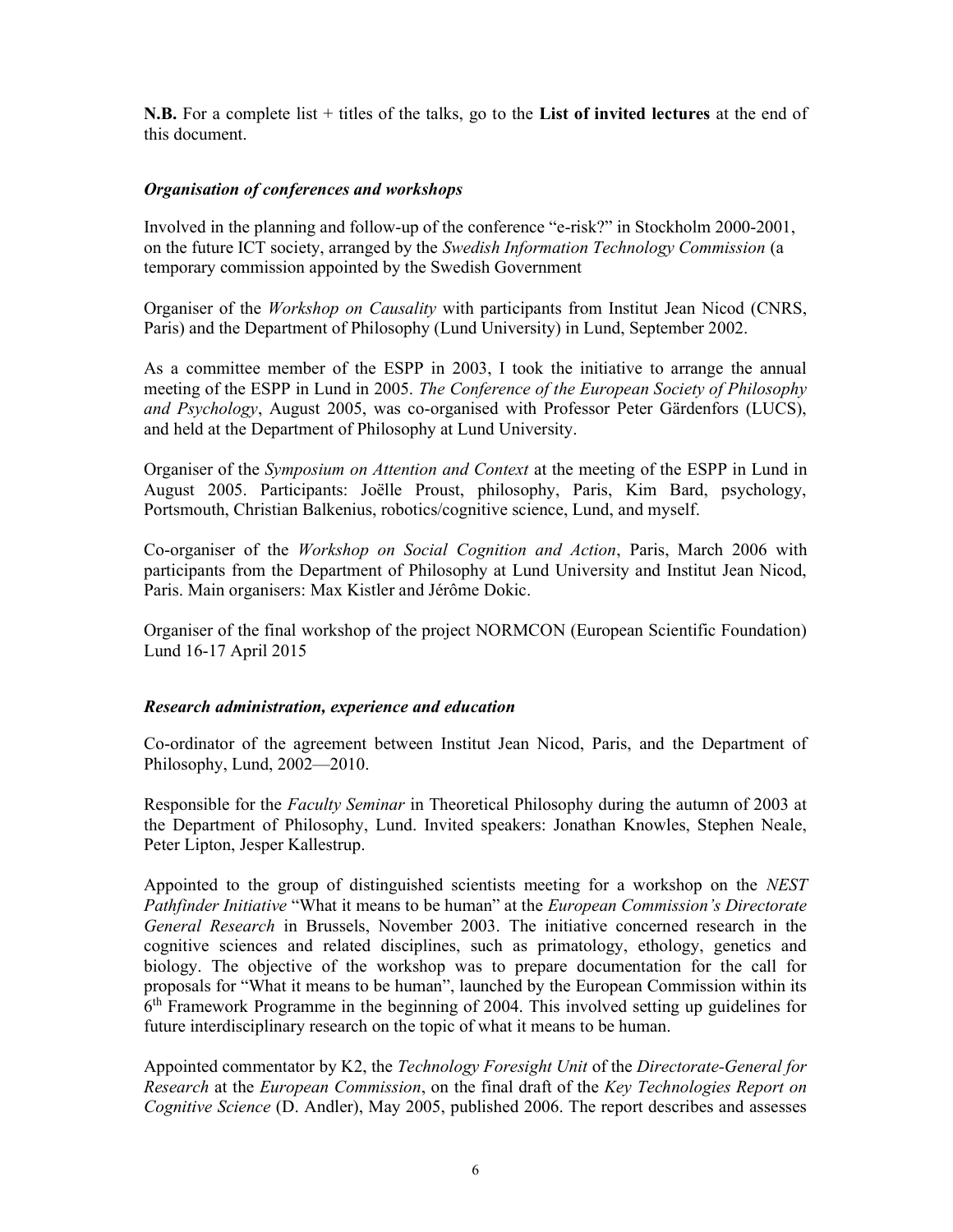**N.B.** For a complete list + titles of the talks, go to the **List of invited lectures** at the end of this document.

### *Organisation of conferences and workshops*

Involved in the planning and follow-up of the conference "e-risk?" in Stockholm 2000-2001, on the future ICT society, arranged by the *Swedish Information Technology Commission* (a temporary commission appointed by the Swedish Government

Organiser of the *Workshop on Causality* with participants from Institut Jean Nicod (CNRS, Paris) and the Department of Philosophy (Lund University) in Lund, September 2002.

As a committee member of the ESPP in 2003, I took the initiative to arrange the annual meeting of the ESPP in Lund in 2005. *The Conference of the European Society of Philosophy and Psychology*, August 2005, was co-organised with Professor Peter Gärdenfors (LUCS), and held at the Department of Philosophy at Lund University.

Organiser of the *Symposium on Attention and Context* at the meeting of the ESPP in Lund in August 2005. Participants: Joëlle Proust, philosophy, Paris, Kim Bard, psychology, Portsmouth, Christian Balkenius, robotics/cognitive science, Lund, and myself.

Co-organiser of the *Workshop on Social Cognition and Action*, Paris, March 2006 with participants from the Department of Philosophy at Lund University and Institut Jean Nicod, Paris. Main organisers: Max Kistler and Jérôme Dokic.

Organiser of the final workshop of the project NORMCON (European Scientific Foundation) Lund 16-17 April 2015

### *Research administration, experience and education*

Co-ordinator of the agreement between Institut Jean Nicod, Paris, and the Department of Philosophy, Lund, 2002—2010.

Responsible for the *Faculty Seminar* in Theoretical Philosophy during the autumn of 2003 at the Department of Philosophy, Lund. Invited speakers: Jonathan Knowles, Stephen Neale, Peter Lipton, Jesper Kallestrup.

Appointed to the group of distinguished scientists meeting for a workshop on the *NEST Pathfinder Initiative* "What it means to be human" at the *European Commission's Directorate General Research* in Brussels, November 2003. The initiative concerned research in the cognitive sciences and related disciplines, such as primatology, ethology, genetics and biology. The objective of the workshop was to prepare documentation for the call for proposals for "What it means to be human", launched by the European Commission within its 6th Framework Programme in the beginning of 2004. This involved setting up guidelines for future interdisciplinary research on the topic of what it means to be human.

Appointed commentator by K2, the *Technology Foresight Unit* of the *Directorate-General for Research* at the *European Commission*, on the final draft of the *Key Technologies Report on Cognitive Science* (D. Andler), May 2005, published 2006. The report describes and assesses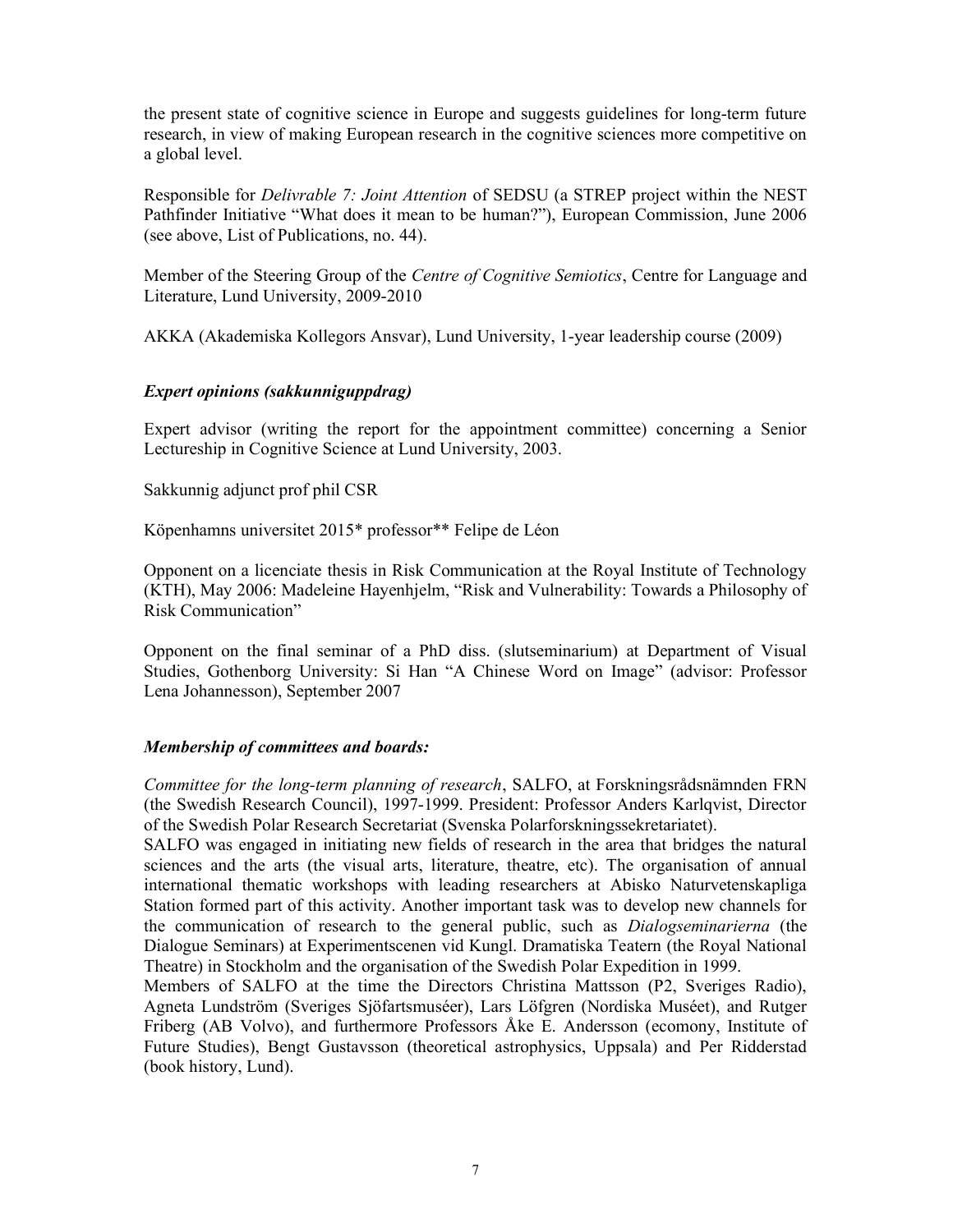the present state of cognitive science in Europe and suggests guidelines for long-term future research, in view of making European research in the cognitive sciences more competitive on a global level.

Responsible for *Delivrable 7: Joint Attention* of SEDSU (a STREP project within the NEST Pathfinder Initiative "What does it mean to be human?"), European Commission, June 2006 (see above, List of Publications, no. 44).

Member of the Steering Group of the *Centre of Cognitive Semiotics*, Centre for Language and Literature, Lund University, 2009-2010

AKKA (Akademiska Kollegors Ansvar), Lund University, 1-year leadership course (2009)

### *Expert opinions (sakkunniguppdrag)*

Expert advisor (writing the report for the appointment committee) concerning a Senior Lectureship in Cognitive Science at Lund University, 2003.

Sakkunnig adjunct prof phil CSR

Köpenhamns universitet 2015* professor** Felipe de Léon

Opponent on a licenciate thesis in Risk Communication at the Royal Institute of Technology (KTH), May 2006: Madeleine Hayenhjelm, "Risk and Vulnerability: Towards a Philosophy of Risk Communication"

Opponent on the final seminar of a PhD diss. (slutseminarium) at Department of Visual Studies, Gothenborg University: Si Han "A Chinese Word on Image" (advisor: Professor Lena Johannesson), September 2007

### *Membership of committees and boards:*

*Committee for the long-term planning of research*, SALFO, at Forskningsrådsnämnden FRN (the Swedish Research Council), 1997-1999. President: Professor Anders Karlqvist, Director of the Swedish Polar Research Secretariat (Svenska Polarforskningssekretariatet).
SALFO was engaged in initiating new fields of research in the area that bridges the natural sciences and the arts (the visual arts, literature, theatre, etc). The organisation of annual international thematic workshops with leading researchers at Abisko Naturvetenskapliga Station formed part of this activity. Another important task was to develop new channels for the communication of research to the general public, such as *Dialogseminarierna* (the Dialogue Seminars) at Experimentscenen vid Kungl. Dramatiska Teatern (the Royal National Theatre) in Stockholm and the organisation of the Swedish Polar Expedition in 1999.
Members of SALFO at the time the Directors Christina Mattsson (P2, Sveriges Radio), Agneta Lundström (Sveriges Sjöfartsmuséer), Lars Löfgren (Nordiska Muséet), and Rutger Friberg (AB Volvo), and furthermore Professors Åke E. Andersson (ecomony, Institute of Future Studies), Bengt Gustavsson (theoretical astrophysics, Uppsala) and Per Ridderstad (book history, Lund).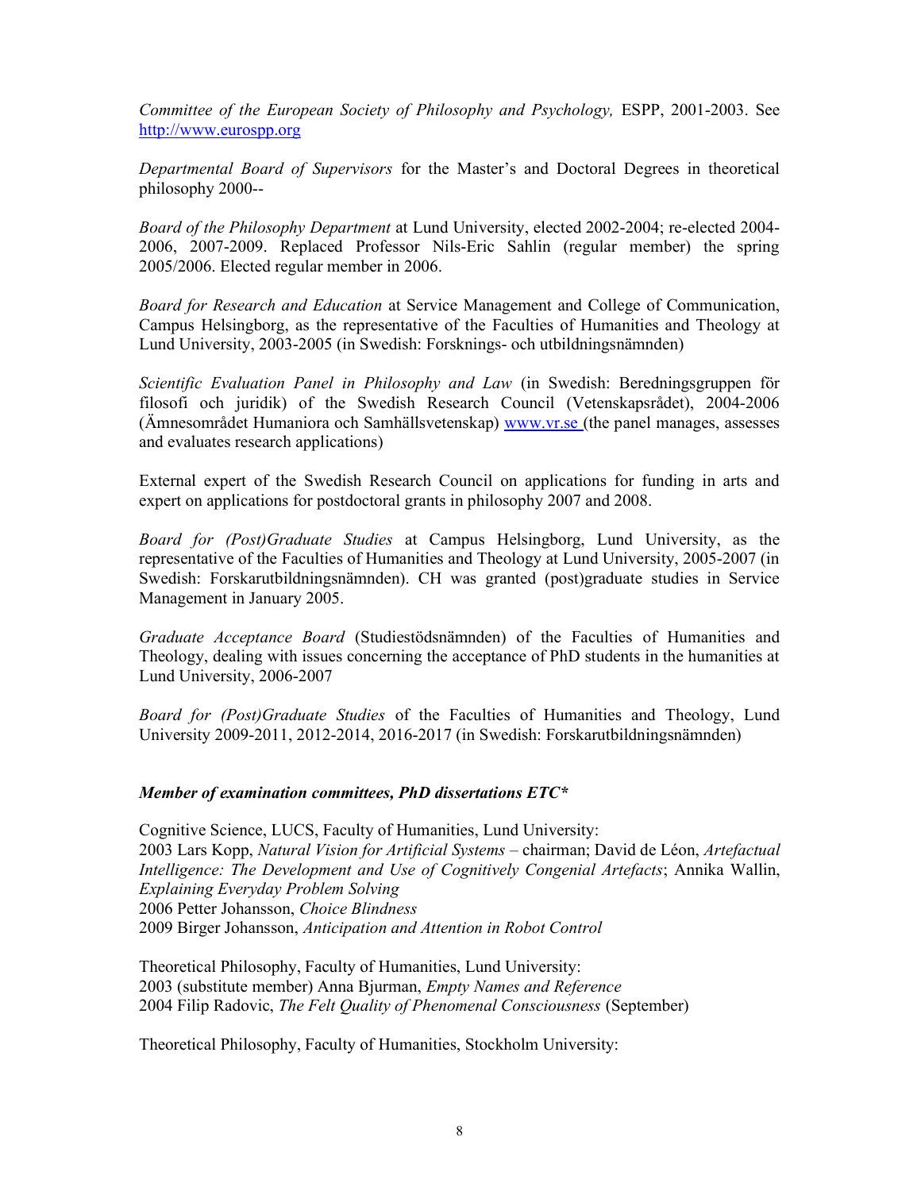*Committee of the European Society of Philosophy and Psychology,* ESPP, 2001-2003. See http://www.eurospp.org

*Departmental Board of Supervisors* for the Master's and Doctoral Degrees in theoretical philosophy 2000--

*Board of the Philosophy Department* at Lund University, elected 2002-2004; re-elected 2004-2006, 2007-2009. Replaced Professor Nils-Eric Sahlin (regular member) the spring 2005/2006. Elected regular member in 2006.

*Board for Research and Education* at Service Management and College of Communication, Campus Helsingborg, as the representative of the Faculties of Humanities and Theology at Lund University, 2003-2005 (in Swedish: Forsknings- och utbildningsnämnden)

*Scientific Evaluation Panel in Philosophy and Law* (in Swedish: Beredningsgruppen för filosofi och juridik) of the Swedish Research Council (Vetenskapsrådet), 2004-2006 (Ämnesområdet Humaniora och Samhällsvetenskap) www.vr.se (the panel manages, assesses and evaluates research applications)

External expert of the Swedish Research Council on applications for funding in arts and expert on applications for postdoctoral grants in philosophy 2007 and 2008.

*Board for (Post)Graduate Studies* at Campus Helsingborg, Lund University, as the representative of the Faculties of Humanities and Theology at Lund University, 2005-2007 (in Swedish: Forskarutbildningsnämnden). CH was granted (post)graduate studies in Service Management in January 2005.

*Graduate Acceptance Board* (Studiestödsnämnden) of the Faculties of Humanities and Theology, dealing with issues concerning the acceptance of PhD students in the humanities at Lund University, 2006-2007

*Board for (Post)Graduate Studies* of the Faculties of Humanities and Theology, Lund University 2009-2011, 2012-2014, 2016-2017 (in Swedish: Forskarutbildningsnämnden)

***Member of examination committees, PhD dissertations ETC****

Cognitive Science, LUCS, Faculty of Humanities, Lund University:
2003 Lars Kopp, *Natural Vision for Artificial Systems* – chairman; David de Léon, *Artefactual Intelligence: The Development and Use of Cognitively Congenial Artefacts*; Annika Wallin, *Explaining Everyday Problem Solving*
2006 Petter Johansson, *Choice Blindness*
2009 Birger Johansson, *Anticipation and Attention in Robot Control*

Theoretical Philosophy, Faculty of Humanities, Lund University:
2003 (substitute member) Anna Bjurman, *Empty Names and Reference*
2004 Filip Radovic, *The Felt Quality of Phenomenal Consciousness* (September)

Theoretical Philosophy, Faculty of Humanities, Stockholm University: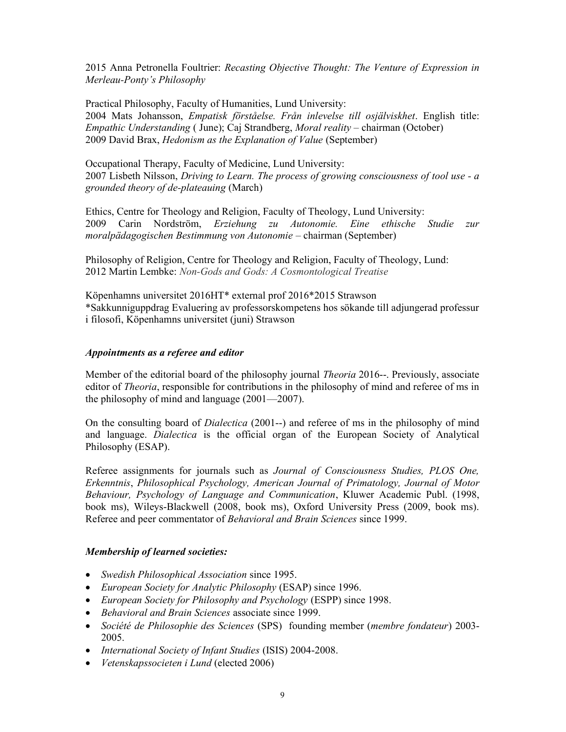2015 Anna Petronella Foultrier: *Recasting Objective Thought: The Venture of Expression in Merleau-Ponty's Philosophy*

Practical Philosophy, Faculty of Humanities, Lund University:
2004 Mats Johansson, *Empatisk förståelse. Från inlevelse till osjälviskhet*. English title: *Empathic Understanding* ( June); Caj Strandberg, *Moral reality* – chairman (October)
2009 David Brax, *Hedonism as the Explanation of Value* (September)

Occupational Therapy, Faculty of Medicine, Lund University:
2007 Lisbeth Nilsson, *Driving to Learn. The process of growing consciousness of tool use - a grounded theory of de-plateauing* (March)

Ethics, Centre for Theology and Religion, Faculty of Theology, Lund University:
2009 Carin Nordström, *Erziehung zu Autonomie. Eine ethische Studie zur moralpädagogischen Bestimmung von Autonomie* – chairman (September)

Philosophy of Religion, Centre for Theology and Religion, Faculty of Theology, Lund:
2012 Martin Lembke: *Non-Gods and Gods: A Cosmontological Treatise*

Köpenhamns universitet 2016HT* external prof 2016*2015 Strawson
*Sakkunniguppdrag Evaluering av professorskompetens hos sökande till adjungerad professur i filosofi, Köpenhamns universitet (juni) Strawson

### *Appointments as a referee and editor*

Member of the editorial board of the philosophy journal *Theoria* 2016--. Previously, associate editor of *Theoria*, responsible for contributions in the philosophy of mind and referee of ms in the philosophy of mind and language (2001—2007).

On the consulting board of *Dialectica* (2001--) and referee of ms in the philosophy of mind and language. *Dialectica* is the official organ of the European Society of Analytical Philosophy (ESAP).

Referee assignments for journals such as *Journal of Consciousness Studies, PLOS One, Erkenntnis*, *Philosophical Psychology, American Journal of Primatology, Journal of Motor Behaviour, Psychology of Language and Communication*, Kluwer Academic Publ. (1998, book ms), Wileys-Blackwell (2008, book ms), Oxford University Press (2009, book ms). Referee and peer commentator of *Behavioral and Brain Sciences* since 1999.

### *Membership of learned societies:*

- *Swedish Philosophical Association* since 1995.
- *European Society for Analytic Philosophy* (ESAP) since 1996.
- *European Society for Philosophy and Psychology* (ESPP) since 1998.
- *Behavioral and Brain Sciences* associate since 1999.
- *Société de Philosophie des Sciences* (SPS) founding member (*membre fondateur*) 2003-2005.
- *International Society of Infant Studies* (ISIS) 2004-2008.
- *Vetenskapssocieten i Lund* (elected 2006)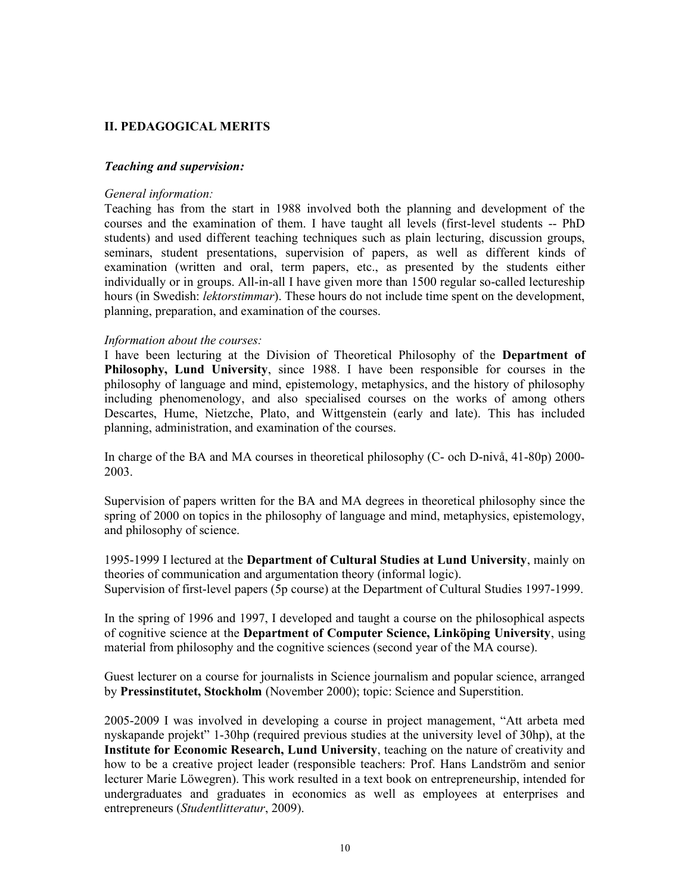## II. PEDAGOGICAL MERITS

### *Teaching and supervision:*

*General information:*
Teaching has from the start in 1988 involved both the planning and development of the courses and the examination of them. I have taught all levels (first-level students -- PhD students) and used different teaching techniques such as plain lecturing, discussion groups, seminars, student presentations, supervision of papers, as well as different kinds of examination (written and oral, term papers, etc., as presented by the students either individually or in groups. All-in-all I have given more than 1500 regular so-called lectureship hours (in Swedish: *lektorstimmar*). These hours do not include time spent on the development, planning, preparation, and examination of the courses.

*Information about the courses:*
I have been lecturing at the Division of Theoretical Philosophy of the **Department of Philosophy, Lund University**, since 1988. I have been responsible for courses in the philosophy of language and mind, epistemology, metaphysics, and the history of philosophy including phenomenology, and also specialised courses on the works of among others Descartes, Hume, Nietzche, Plato, and Wittgenstein (early and late). This has included planning, administration, and examination of the courses.

In charge of the BA and MA courses in theoretical philosophy (C- och D-nivå, 41-80p) 2000-2003.

Supervision of papers written for the BA and MA degrees in theoretical philosophy since the spring of 2000 on topics in the philosophy of language and mind, metaphysics, epistemology, and philosophy of science.

1995-1999 I lectured at the **Department of Cultural Studies at Lund University**, mainly on theories of communication and argumentation theory (informal logic).
Supervision of first-level papers (5p course) at the Department of Cultural Studies 1997-1999.

In the spring of 1996 and 1997, I developed and taught a course on the philosophical aspects of cognitive science at the **Department of Computer Science, Linköping University**, using material from philosophy and the cognitive sciences (second year of the MA course).

Guest lecturer on a course for journalists in Science journalism and popular science, arranged by **Pressinstitutet, Stockholm** (November 2000); topic: Science and Superstition.

2005-2009 I was involved in developing a course in project management, "Att arbeta med nyskapande projekt" 1-30hp (required previous studies at the university level of 30hp), at the **Institute for Economic Research, Lund University**, teaching on the nature of creativity and how to be a creative project leader (responsible teachers: Prof. Hans Landström and senior lecturer Marie Löwegren). This work resulted in a text book on entrepreneurship, intended for undergraduates and graduates in economics as well as employees at enterprises and entrepreneurs (*Studentlitteratur*, 2009).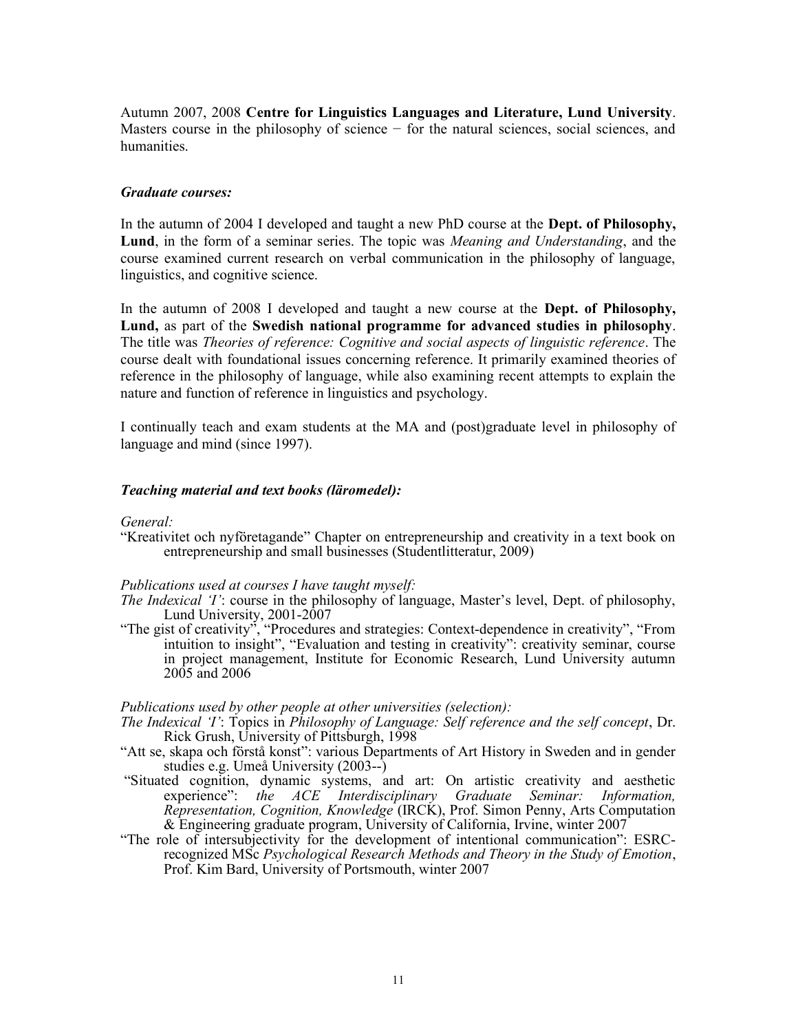Autumn 2007, 2008 **Centre for Linguistics Languages and Literature, Lund University**. Masters course in the philosophy of science − for the natural sciences, social sciences, and humanities.

### *Graduate courses:*

In the autumn of 2004 I developed and taught a new PhD course at the **Dept. of Philosophy, Lund**, in the form of a seminar series. The topic was *Meaning and Understanding*, and the course examined current research on verbal communication in the philosophy of language, linguistics, and cognitive science.

In the autumn of 2008 I developed and taught a new course at the **Dept. of Philosophy, Lund,** as part of the **Swedish national programme for advanced studies in philosophy**. The title was *Theories of reference: Cognitive and social aspects of linguistic reference*. The course dealt with foundational issues concerning reference. It primarily examined theories of reference in the philosophy of language, while also examining recent attempts to explain the nature and function of reference in linguistics and psychology.

I continually teach and exam students at the MA and (post)graduate level in philosophy of language and mind (since 1997).

### *Teaching material and text books (läromedel):*

*General:*

"Kreativitet och nyföretagande" Chapter on entrepreneurship and creativity in a text book on entrepreneurship and small businesses (Studentlitteratur, 2009)

*Publications used at courses I have taught myself:*

*The Indexical 'I'*: course in the philosophy of language, Master's level, Dept. of philosophy, Lund University, 2001-2007

"The gist of creativity", "Procedures and strategies: Context-dependence in creativity", "From intuition to insight", "Evaluation and testing in creativity": creativity seminar, course in project management, Institute for Economic Research, Lund University autumn 2005 and 2006

*Publications used by other people at other universities (selection):*

*The Indexical 'I'*: Topics in *Philosophy of Language: Self reference and the self concept*, Dr. Rick Grush, University of Pittsburgh, 1998

"Att se, skapa och förstå konst": various Departments of Art History in Sweden and in gender studies e.g. Umeå University (2003--)

"Situated cognition, dynamic systems, and art: On artistic creativity and aesthetic experience": *the ACE Interdisciplinary Graduate Seminar: Information, Representation, Cognition, Knowledge* (IRCK), Prof. Simon Penny, Arts Computation & Engineering graduate program, University of California, Irvine, winter 2007

"The role of intersubjectivity for the development of intentional communication": ESRC-recognized MSc *Psychological Research Methods and Theory in the Study of Emotion*, Prof. Kim Bard, University of Portsmouth, winter 2007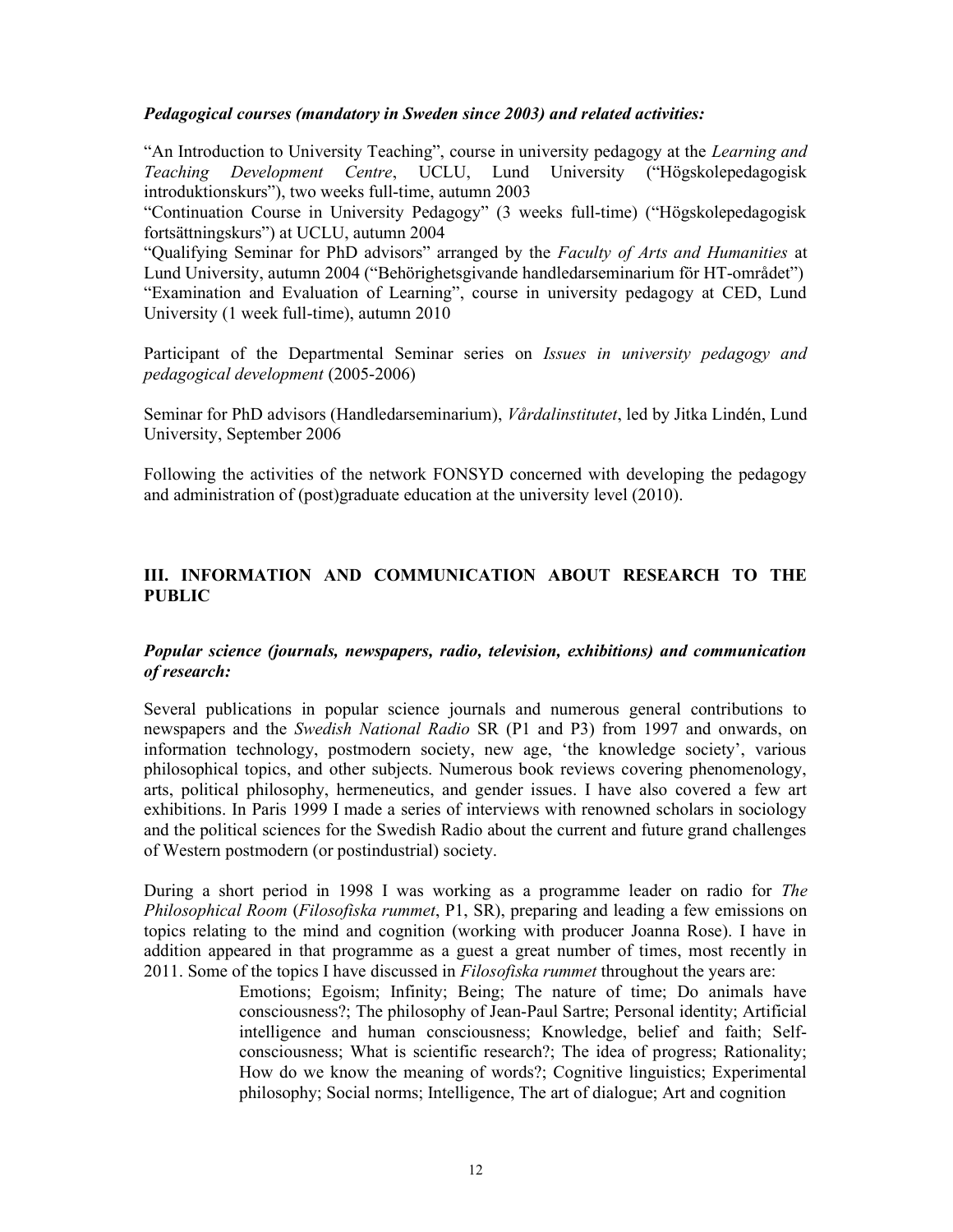***Pedagogical courses (mandatory in Sweden since 2003) and related activities:***

"An Introduction to University Teaching", course in university pedagogy at the *Learning and Teaching Development Centre*, UCLU, Lund University ("Högskolepedagogisk introduktionskurs"), two weeks full-time, autumn 2003
"Continuation Course in University Pedagogy" (3 weeks full-time) ("Högskolepedagogisk fortsättningskurs") at UCLU, autumn 2004
"Qualifying Seminar for PhD advisors" arranged by the *Faculty of Arts and Humanities* at Lund University, autumn 2004 ("Behörighetsgivande handledarseminarium för HT-området")
"Examination and Evaluation of Learning", course in university pedagogy at CED, Lund University (1 week full-time), autumn 2010

Participant of the Departmental Seminar series on *Issues in university pedagogy and pedagogical development* (2005-2006)

Seminar for PhD advisors (Handledarseminarium), *Vårdalinstitutet*, led by Jitka Lindén, Lund University, September 2006

Following the activities of the network FONSYD concerned with developing the pedagogy and administration of (post)graduate education at the university level (2010).

## III. INFORMATION AND COMMUNICATION ABOUT RESEARCH TO THE PUBLIC

***Popular science (journals, newspapers, radio, television, exhibitions) and communication of research:***

Several publications in popular science journals and numerous general contributions to newspapers and the *Swedish National Radio* SR (P1 and P3) from 1997 and onwards, on information technology, postmodern society, new age, 'the knowledge society', various philosophical topics, and other subjects. Numerous book reviews covering phenomenology, arts, political philosophy, hermeneutics, and gender issues. I have also covered a few art exhibitions. In Paris 1999 I made a series of interviews with renowned scholars in sociology and the political sciences for the Swedish Radio about the current and future grand challenges of Western postmodern (or postindustrial) society.

During a short period in 1998 I was working as a programme leader on radio for *The Philosophical Room* (*Filosofiska rummet*, P1, SR), preparing and leading a few emissions on topics relating to the mind and cognition (working with producer Joanna Rose). I have in addition appeared in that programme as a guest a great number of times, most recently in 2011. Some of the topics I have discussed in *Filosofiska rummet* throughout the years are:

> Emotions; Egoism; Infinity; Being; The nature of time; Do animals have consciousness?; The philosophy of Jean-Paul Sartre; Personal identity; Artificial intelligence and human consciousness; Knowledge, belief and faith; Self-consciousness; What is scientific research?; The idea of progress; Rationality; How do we know the meaning of words?; Cognitive linguistics; Experimental philosophy; Social norms; Intelligence, The art of dialogue; Art and cognition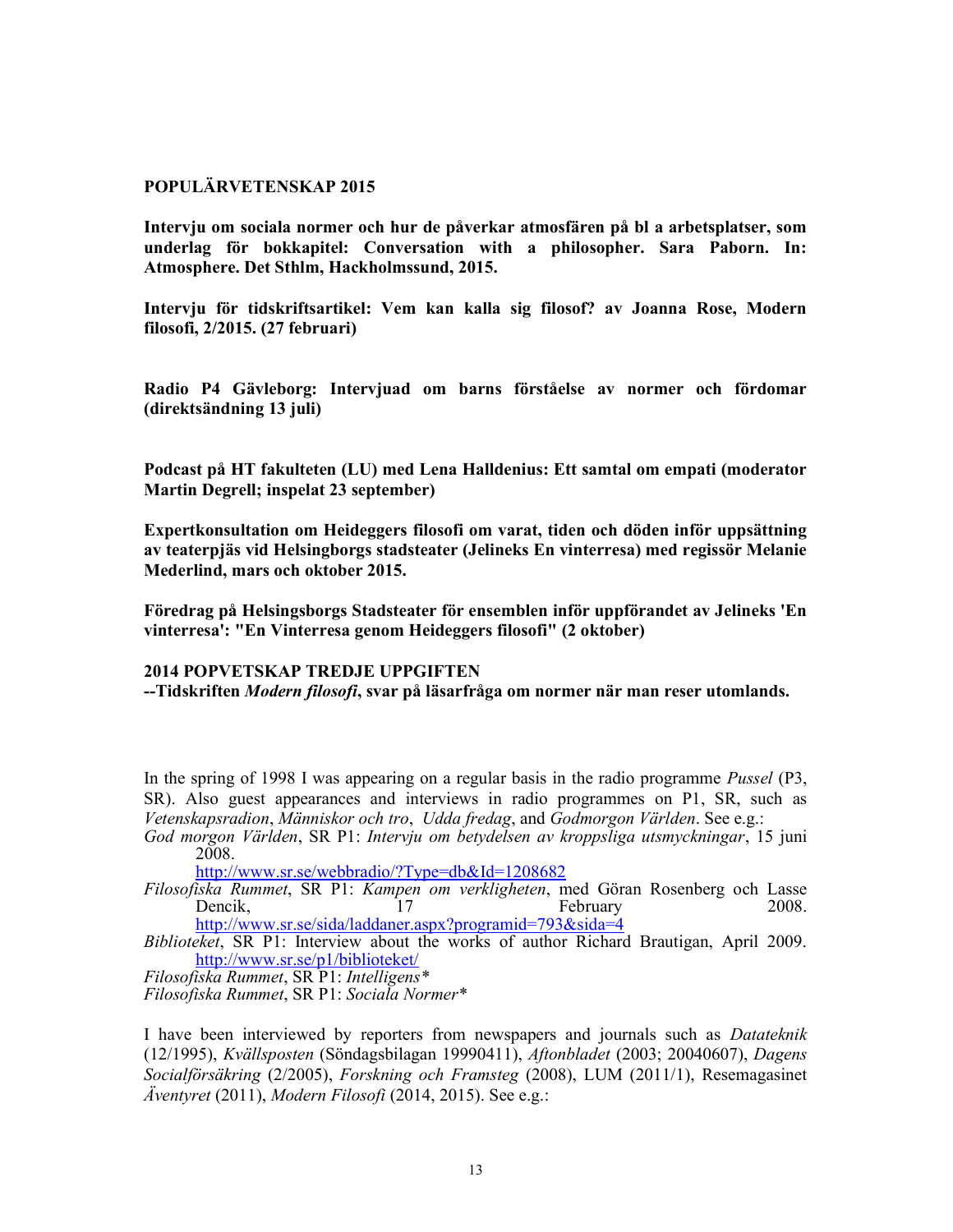**POPULÄRVETENSKAP 2015**

**Intervju om sociala normer och hur de påverkar atmosfären på bl a arbetsplatser, som underlag för bokkapitel: Conversation with a philosopher. Sara Paborn. In: Atmosphere. Det Sthlm, Hackholmssund, 2015.**

**Intervju för tidskriftsartikel: Vem kan kalla sig filosof? av Joanna Rose, Modern filosofi, 2/2015. (27 februari)**

**Radio P4 Gävleborg: Intervjuad om barns förståelse av normer och fördomar (direktsändning 13 juli)**

**Podcast på HT fakulteten (LU) med Lena Halldenius: Ett samtal om empati (moderator Martin Degrell; inspelat 23 september)**

**Expertkonsultation om Heideggers filosofi om varat, tiden och döden inför uppsättning av teaterpjäs vid Helsingborgs stadsteater (Jelineks En vinterresa) med regissör Melanie Mederlind, mars och oktober 2015.**

**Föredrag på Helsingsborgs Stadsteater för ensemblen inför uppförandet av Jelineks 'En vinterresa': "En Vinterresa genom Heideggers filosofi" (2 oktober)**

**2014 POPVETSKAP TREDJE UPPGIFTEN**
**--Tidskriften *Modern filosofi*, svar på läsarfråga om normer när man reser utomlands.**

In the spring of 1998 I was appearing on a regular basis in the radio programme *Pussel* (P3, SR). Also guest appearances and interviews in radio programmes on P1, SR, such as *Vetenskapsradion*, *Människor och tro*, *Udda fredag*, and *Godmorgon Världen*. See e.g.:

*God morgon Världen*, SR P1: *Intervju om betydelsen av kroppsliga utsmyckningar*, 15 juni 2008.
http://www.sr.se/webbradio/?Type=db&Id=1208682

*Filosofiska Rummet*, SR P1: *Kampen om verkligheten*, med Göran Rosenberg och Lasse Dencik, 17 February 2008.
http://www.sr.se/sida/laddaner.aspx?programid=793&sida=4

*Biblioteket*, SR P1: Interview about the works of author Richard Brautigan, April 2009.
http://www.sr.se/p1/biblioteket/

*Filosofiska Rummet*, SR P1: *Intelligens**

*Filosofiska Rummet*, SR P1: *Sociala Normer**

I have been interviewed by reporters from newspapers and journals such as *Datateknik* (12/1995), *Kvällsposten* (Söndagsbilagan 19990411), *Aftonbladet* (2003; 20040607), *Dagens Socialförsäkring* (2/2005), *Forskning och Framsteg* (2008), LUM (2011/1), Resemagasinet *Äventyret* (2011), *Modern Filosofi* (2014, 2015). See e.g.: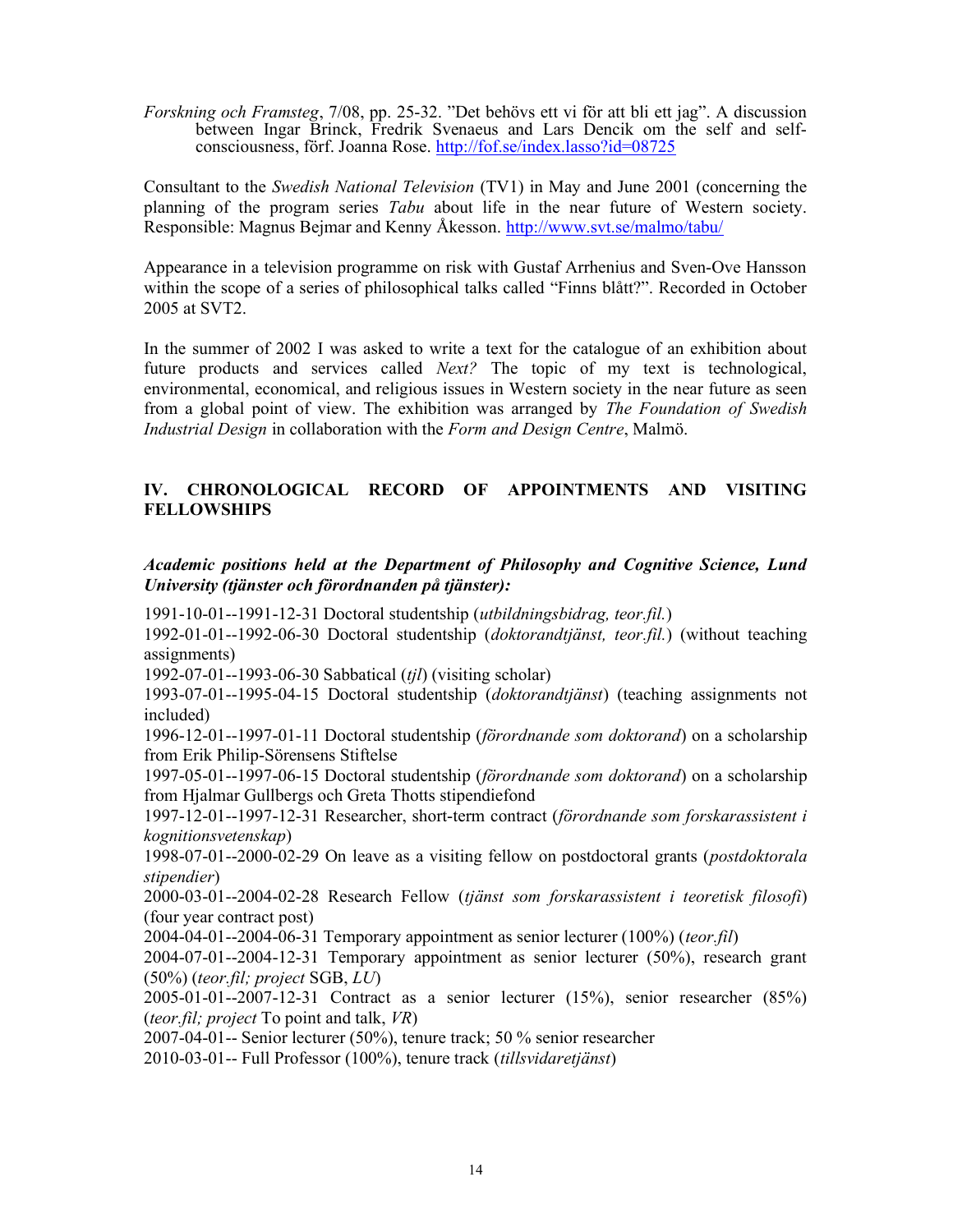*Forskning och Framsteg*, 7/08, pp. 25-32. "Det behövs ett vi för att bli ett jag". A discussion between Ingar Brinck, Fredrik Svenaeus and Lars Dencik om the self and self-consciousness, förf. Joanna Rose. http://fof.se/index.lasso?id=08725

Consultant to the *Swedish National Television* (TV1) in May and June 2001 (concerning the planning of the program series *Tabu* about life in the near future of Western society. Responsible: Magnus Bejmar and Kenny Åkesson. http://www.svt.se/malmo/tabu/

Appearance in a television programme on risk with Gustaf Arrhenius and Sven-Ove Hansson within the scope of a series of philosophical talks called "Finns blått?". Recorded in October 2005 at SVT2.

In the summer of 2002 I was asked to write a text for the catalogue of an exhibition about future products and services called *Next?* The topic of my text is technological, environmental, economical, and religious issues in Western society in the near future as seen from a global point of view. The exhibition was arranged by *The Foundation of Swedish Industrial Design* in collaboration with the *Form and Design Centre*, Malmö.

## IV. CHRONOLOGICAL RECORD OF APPOINTMENTS AND VISITING FELLOWSHIPS

***Academic positions held at the Department of Philosophy and Cognitive Science, Lund University (tjänster och förordnanden på tjänster):***

1991-10-01--1991-12-31 Doctoral studentship (*utbildningsbidrag, teor.fil.*)
1992-01-01--1992-06-30 Doctoral studentship (*doktorandtjänst, teor.fil.*) (without teaching assignments)
1992-07-01--1993-06-30 Sabbatical (*tjl*) (visiting scholar)
1993-07-01--1995-04-15 Doctoral studentship (*doktorandtjänst*) (teaching assignments not included)
1996-12-01--1997-01-11 Doctoral studentship (*förordnande som doktorand*) on a scholarship from Erik Philip-Sörensens Stiftelse
1997-05-01--1997-06-15 Doctoral studentship (*förordnande som doktorand*) on a scholarship from Hjalmar Gullbergs och Greta Thotts stipendiefond
1997-12-01--1997-12-31 Researcher, short-term contract (*förordnande som forskarassistent i kognitionsvetenskap*)
1998-07-01--2000-02-29 On leave as a visiting fellow on postdoctoral grants (*postdoktorala stipendier*)
2000-03-01--2004-02-28 Research Fellow (*tjänst som forskarassistent i teoretisk filosofi*) (four year contract post)
2004-04-01--2004-06-31 Temporary appointment as senior lecturer (100%) (*teor.fil*)
2004-07-01--2004-12-31 Temporary appointment as senior lecturer (50%), research grant (50%) (*teor.fil; project* SGB, *LU*)
2005-01-01--2007-12-31 Contract as a senior lecturer (15%), senior researcher (85%) (*teor.fil; project* To point and talk, *VR*)
2007-04-01-- Senior lecturer (50%), tenure track; 50 % senior researcher
2010-03-01-- Full Professor (100%), tenure track (*tillsvidaretjänst*)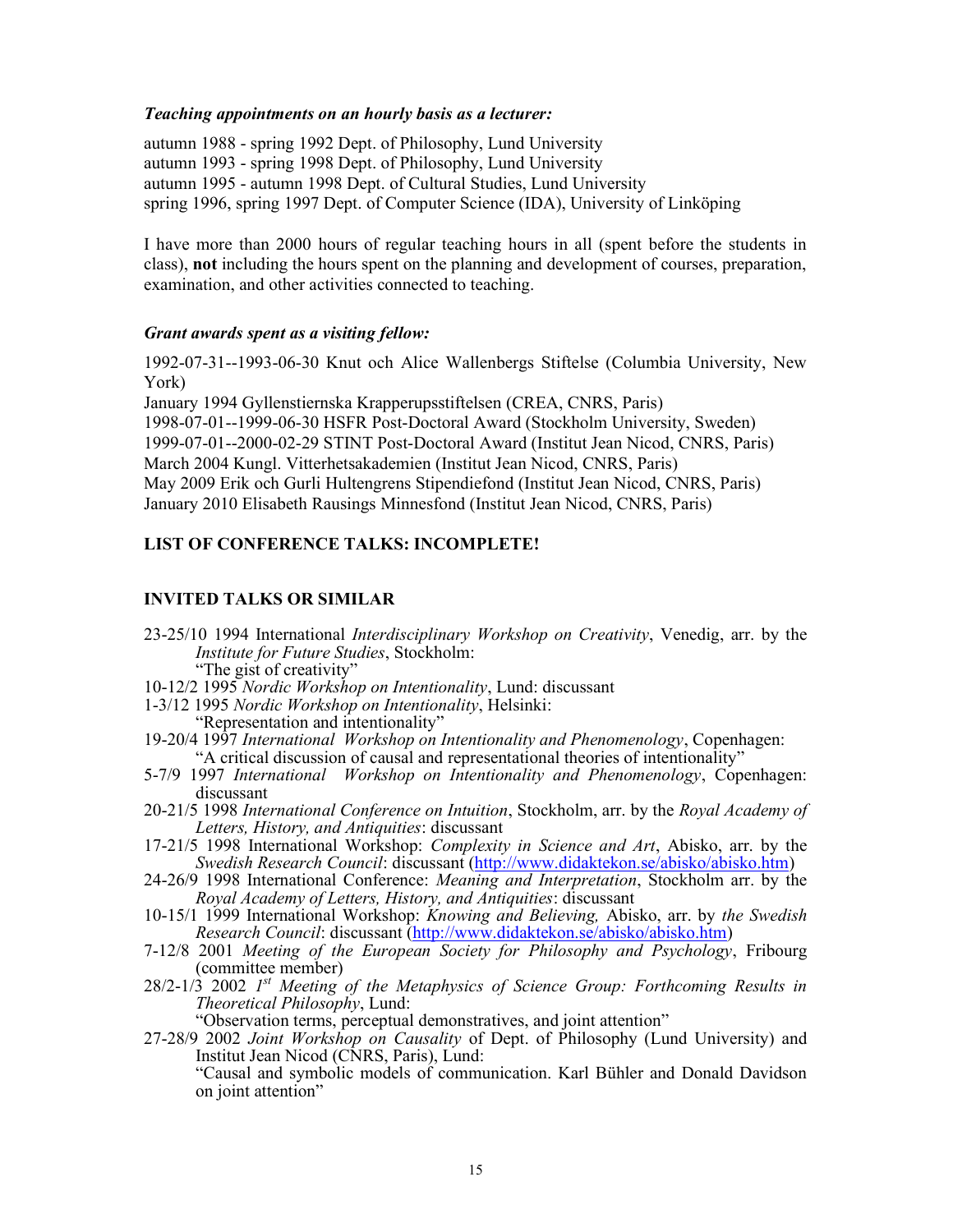***Teaching appointments on an hourly basis as a lecturer:***

autumn 1988 - spring 1992 Dept. of Philosophy, Lund University
autumn 1993 - spring 1998 Dept. of Philosophy, Lund University
autumn 1995 - autumn 1998 Dept. of Cultural Studies, Lund University
spring 1996, spring 1997 Dept. of Computer Science (IDA), University of Linköping

I have more than 2000 hours of regular teaching hours in all (spent before the students in class), **not** including the hours spent on the planning and development of courses, preparation, examination, and other activities connected to teaching.

***Grant awards spent as a visiting fellow:***

1992-07-31--1993-06-30 Knut och Alice Wallenbergs Stiftelse (Columbia University, New York)
January 1994 Gyllenstiernska Krapperupsstiftelsen (CREA, CNRS, Paris)
1998-07-01--1999-06-30 HSFR Post-Doctoral Award (Stockholm University, Sweden)
1999-07-01--2000-02-29 STINT Post-Doctoral Award (Institut Jean Nicod, CNRS, Paris)
March 2004 Kungl. Vitterhetsakademien (Institut Jean Nicod, CNRS, Paris)
May 2009 Erik och Gurli Hultengrens Stipendiefond (Institut Jean Nicod, CNRS, Paris)
January 2010 Elisabeth Rausings Minnesfond (Institut Jean Nicod, CNRS, Paris)

## LIST OF CONFERENCE TALKS: INCOMPLETE!

## INVITED TALKS OR SIMILAR

- 23-25/10 1994 International *Interdisciplinary Workshop on Creativity*, Venedig, arr. by the *Institute for Future Studies*, Stockholm:
  "The gist of creativity"
- 10-12/2 1995 *Nordic Workshop on Intentionality*, Lund: discussant
- 1-3/12 1995 *Nordic Workshop on Intentionality*, Helsinki:
  "Representation and intentionality"
- 19-20/4 1997 *International Workshop on Intentionality and Phenomenology*, Copenhagen:
  "A critical discussion of causal and representational theories of intentionality"
- 5-7/9 1997 *International Workshop on Intentionality and Phenomenology*, Copenhagen: discussant
- 20-21/5 1998 *International Conference on Intuition*, Stockholm, arr. by the *Royal Academy of Letters, History, and Antiquities*: discussant
- 17-21/5 1998 International Workshop: *Complexity in Science and Art*, Abisko, arr. by the *Swedish Research Council*: discussant (http://www.didaktekon.se/abisko/abisko.htm)
- 24-26/9 1998 International Conference: *Meaning and Interpretation*, Stockholm arr. by the *Royal Academy of Letters, History, and Antiquities*: discussant
- 10-15/1 1999 International Workshop: *Knowing and Believing,* Abisko, arr. by *the Swedish Research Council*: discussant (http://www.didaktekon.se/abisko/abisko.htm)
- 7-12/8 2001 *Meeting of the European Society for Philosophy and Psychology*, Fribourg (committee member)
- 28/2-1/3 2002 *1st Meeting of the Metaphysics of Science Group: Forthcoming Results in Theoretical Philosophy*, Lund:
  "Observation terms, perceptual demonstratives, and joint attention"
- 27-28/9 2002 *Joint Workshop on Causality* of Dept. of Philosophy (Lund University) and Institut Jean Nicod (CNRS, Paris), Lund:
  "Causal and symbolic models of communication. Karl Bühler and Donald Davidson on joint attention"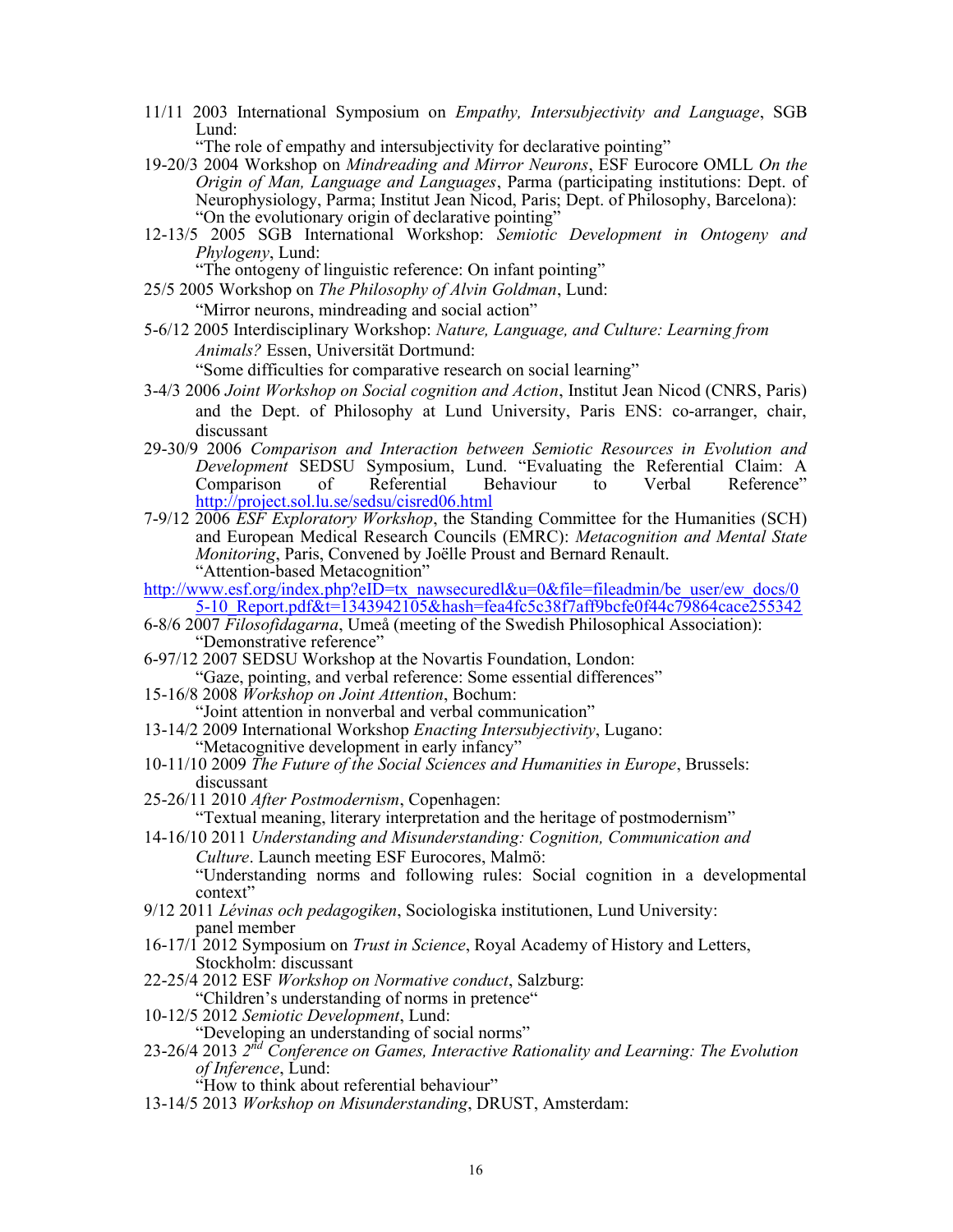11/11 2003 International Symposium on *Empathy, Intersubjectivity and Language*, SGB Lund:
“The role of empathy and intersubjectivity for declarative pointing”

19-20/3 2004 Workshop on *Mindreading and Mirror Neurons*, ESF Eurocore OMLL *On the Origin of Man, Language and Languages*, Parma (participating institutions: Dept. of Neurophysiology, Parma; Institut Jean Nicod, Paris; Dept. of Philosophy, Barcelona):
“On the evolutionary origin of declarative pointing”

12-13/5 2005 SGB International Workshop: *Semiotic Development in Ontogeny and Phylogeny*, Lund:
“The ontogeny of linguistic reference: On infant pointing”

25/5 2005 Workshop on *The Philosophy of Alvin Goldman*, Lund:
“Mirror neurons, mindreading and social action”

5-6/12 2005 Interdisciplinary Workshop: *Nature, Language, and Culture: Learning from Animals?* Essen, Universität Dortmund:
“Some difficulties for comparative research on social learning”

3-4/3 2006 *Joint Workshop on Social cognition and Action*, Institut Jean Nicod (CNRS, Paris) and the Dept. of Philosophy at Lund University, Paris ENS: co-arranger, chair, discussant

29-30/9 2006 *Comparison and Interaction between Semiotic Resources in Evolution and Development* SEDSU Symposium, Lund. “Evaluating the Referential Claim: A Comparison of Referential Behaviour to Verbal Reference” http://project.sol.lu.se/sedsu/cisred06.html

7-9/12 2006 *ESF Exploratory Workshop*, the Standing Committee for the Humanities (SCH) and European Medical Research Councils (EMRC): *Metacognition and Mental State Monitoring*, Paris, Convened by Joëlle Proust and Bernard Renault.
“Attention-based Metacognition”
http://www.esf.org/index.php?eID=tx_nawsecuredl&u=0&file=fileadmin/be_user/ew_docs/05-10_Report.pdf&t=1343942105&hash=fea4fc5c38f7aff9bcfe0f44c79864cace255342

6-8/6 2007 *Filosofidagarna*, Umeå (meeting of the Swedish Philosophical Association):
“Demonstrative reference”

6-97/12 2007 SEDSU Workshop at the Novartis Foundation, London:
“Gaze, pointing, and verbal reference: Some essential differences”

15-16/8 2008 *Workshop on Joint Attention*, Bochum:
“Joint attention in nonverbal and verbal communication”

13-14/2 2009 International Workshop *Enacting Intersubjectivity*, Lugano:
“Metacognitive development in early infancy”

10-11/10 2009 *The Future of the Social Sciences and Humanities in Europe*, Brussels:
discussant

25-26/11 2010 *After Postmodernism*, Copenhagen:
“Textual meaning, literary interpretation and the heritage of postmodernism”

14-16/10 2011 *Understanding and Misunderstanding: Cognition, Communication and Culture*. Launch meeting ESF Eurocores, Malmö:
“Understanding norms and following rules: Social cognition in a developmental context”

9/12 2011 *Lévinas och pedagogiken*, Sociologiska institutionen, Lund University:
panel member

16-17/1 2012 Symposium on *Trust in Science*, Royal Academy of History and Letters, Stockholm: discussant

22-25/4 2012 ESF *Workshop on Normative conduct*, Salzburg:
“Children’s understanding of norms in pretence“

10-12/5 2012 *Semiotic Development*, Lund:
“Developing an understanding of social norms”

23-26/4 2013 *2nd Conference on Games, Interactive Rationality and Learning: The Evolution of Inference*, Lund:
“How to think about referential behaviour”

13-14/5 2013 *Workshop on Misunderstanding*, DRUST, Amsterdam: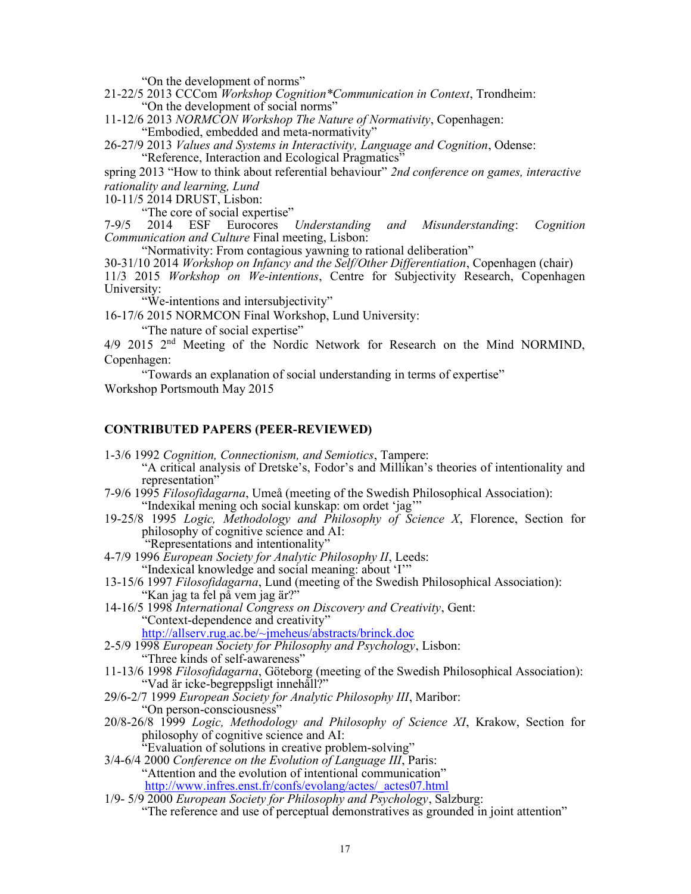"On the development of norms"

21-22/5 2013 CCCom *Workshop Cognition*Communication in Context*, Trondheim:
"On the development of social norms"

11-12/6 2013 *NORMCON Workshop The Nature of Normativity*, Copenhagen:
"Embodied, embedded and meta-normativity"

26-27/9 2013 *Values and Systems in Interactivity, Language and Cognition*, Odense:
"Reference, Interaction and Ecological Pragmatics"

spring 2013 "How to think about referential behaviour" *2nd conference on games, interactive rationality and learning, Lund*

10-11/5 2014 DRUST, Lisbon:
"The core of social expertise"

7-9/5 2014 ESF Eurocores *Understanding and Misunderstanding*: *Cognition Communication and Culture* Final meeting, Lisbon:
"Normativity: From contagious yawning to rational deliberation"

30-31/10 2014 *Workshop on Infancy and the Self/Other Differentiation*, Copenhagen (chair)

11/3 2015 *Workshop on We-intentions*, Centre for Subjectivity Research, Copenhagen University:
"We-intentions and intersubjectivity"

16-17/6 2015 NORMCON Final Workshop, Lund University:
"The nature of social expertise"

4/9 2015 2nd Meeting of the Nordic Network for Research on the Mind NORMIND, Copenhagen:
"Towards an explanation of social understanding in terms of expertise"

Workshop Portsmouth May 2015

## CONTRIBUTED PAPERS (PEER-REVIEWED)

1-3/6 1992 *Cognition, Connectionism, and Semiotics*, Tampere:
"A critical analysis of Dretske's, Fodor's and Millikan's theories of intentionality and representation"

7-9/6 1995 *Filosofidagarna*, Umeå (meeting of the Swedish Philosophical Association):
"Indexikal mening och social kunskap: om ordet 'jag'"

19-25/8 1995 *Logic, Methodology and Philosophy of Science X*, Florence, Section for philosophy of cognitive science and AI:
"Representations and intentionality"

4-7/9 1996 *European Society for Analytic Philosophy II*, Leeds:
"Indexical knowledge and social meaning: about 'I'"

13-15/6 1997 *Filosofidagarna*, Lund (meeting of the Swedish Philosophical Association):
"Kan jag ta fel på vem jag är?"

14-16/5 1998 *International Congress on Discovery and Creativity*, Gent:
"Context-dependence and creativity"
http://allserv.rug.ac.be/~jmeheus/abstracts/brinck.doc

2-5/9 1998 *European Society for Philosophy and Psychology*, Lisbon:
"Three kinds of self-awareness"

11-13/6 1998 *Filosofidagarna*, Göteborg (meeting of the Swedish Philosophical Association):
"Vad är icke-begreppsligt innehåll?"

29/6-2/7 1999 *European Society for Analytic Philosophy III*, Maribor:
"On person-consciousness"

20/8-26/8 1999 *Logic, Methodology and Philosophy of Science XI*, Krakow, Section for philosophy of cognitive science and AI:
"Evaluation of solutions in creative problem-solving"

3/4-6/4 2000 *Conference on the Evolution of Language III*, Paris:
"Attention and the evolution of intentional communication"
http://www.infres.enst.fr/confs/evolang/actes/_actes07.html

1/9- 5/9 2000 *European Society for Philosophy and Psychology*, Salzburg:
"The reference and use of perceptual demonstratives as grounded in joint attention"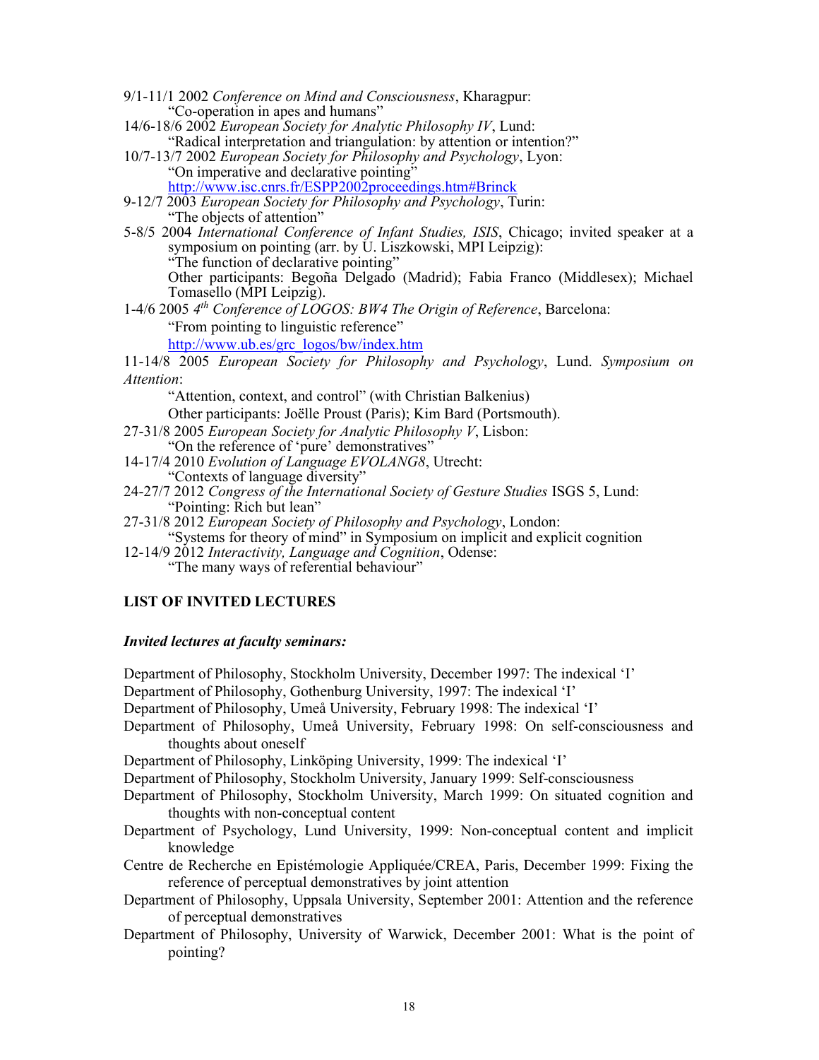9/1-11/1 2002 *Conference on Mind and Consciousness*, Kharagpur:
"Co-operation in apes and humans"

14/6-18/6 2002 *European Society for Analytic Philosophy IV*, Lund:
"Radical interpretation and triangulation: by attention or intention?"

10/7-13/7 2002 *European Society for Philosophy and Psychology*, Lyon:
"On imperative and declarative pointing"
http://www.isc.cnrs.fr/ESPP2002proceedings.htm#Brinck

9-12/7 2003 *European Society for Philosophy and Psychology*, Turin:
"The objects of attention"

5-8/5 2004 *International Conference of Infant Studies, ISIS*, Chicago; invited speaker at a symposium on pointing (arr. by U. Liszkowski, MPI Leipzig):
"The function of declarative pointing"
Other participants: Begoña Delgado (Madrid); Fabia Franco (Middlesex); Michael Tomasello (MPI Leipzig).

1-4/6 2005 *4th Conference of LOGOS: BW4 The Origin of Reference*, Barcelona:
"From pointing to linguistic reference"
http://www.ub.es/grc_logos/bw/index.htm

11-14/8 2005 *European Society for Philosophy and Psychology*, Lund. *Symposium on Attention*:
"Attention, context, and control" (with Christian Balkenius)
Other participants: Joëlle Proust (Paris); Kim Bard (Portsmouth).

27-31/8 2005 *European Society for Analytic Philosophy V*, Lisbon:
"On the reference of 'pure' demonstratives"

14-17/4 2010 *Evolution of Language EVOLANG8*, Utrecht:
"Contexts of language diversity"

24-27/7 2012 *Congress of the International Society of Gesture Studies* ISGS 5, Lund:
"Pointing: Rich but lean"

27-31/8 2012 *European Society of Philosophy and Psychology*, London:
"Systems for theory of mind" in Symposium on implicit and explicit cognition

12-14/9 2012 *Interactivity, Language and Cognition*, Odense:
"The many ways of referential behaviour"

**LIST OF INVITED LECTURES**

***Invited lectures at faculty seminars:***

Department of Philosophy, Stockholm University, December 1997: The indexical 'I'

Department of Philosophy, Gothenburg University, 1997: The indexical 'I'

Department of Philosophy, Umeå University, February 1998: The indexical 'I'

Department of Philosophy, Umeå University, February 1998: On self-consciousness and thoughts about oneself

Department of Philosophy, Linköping University, 1999: The indexical 'I'

Department of Philosophy, Stockholm University, January 1999: Self-consciousness

Department of Philosophy, Stockholm University, March 1999: On situated cognition and thoughts with non-conceptual content

Department of Psychology, Lund University, 1999: Non-conceptual content and implicit knowledge

Centre de Recherche en Epistémologie Appliquée/CREA, Paris, December 1999: Fixing the reference of perceptual demonstratives by joint attention

Department of Philosophy, Uppsala University, September 2001: Attention and the reference of perceptual demonstratives

Department of Philosophy, University of Warwick, December 2001: What is the point of pointing?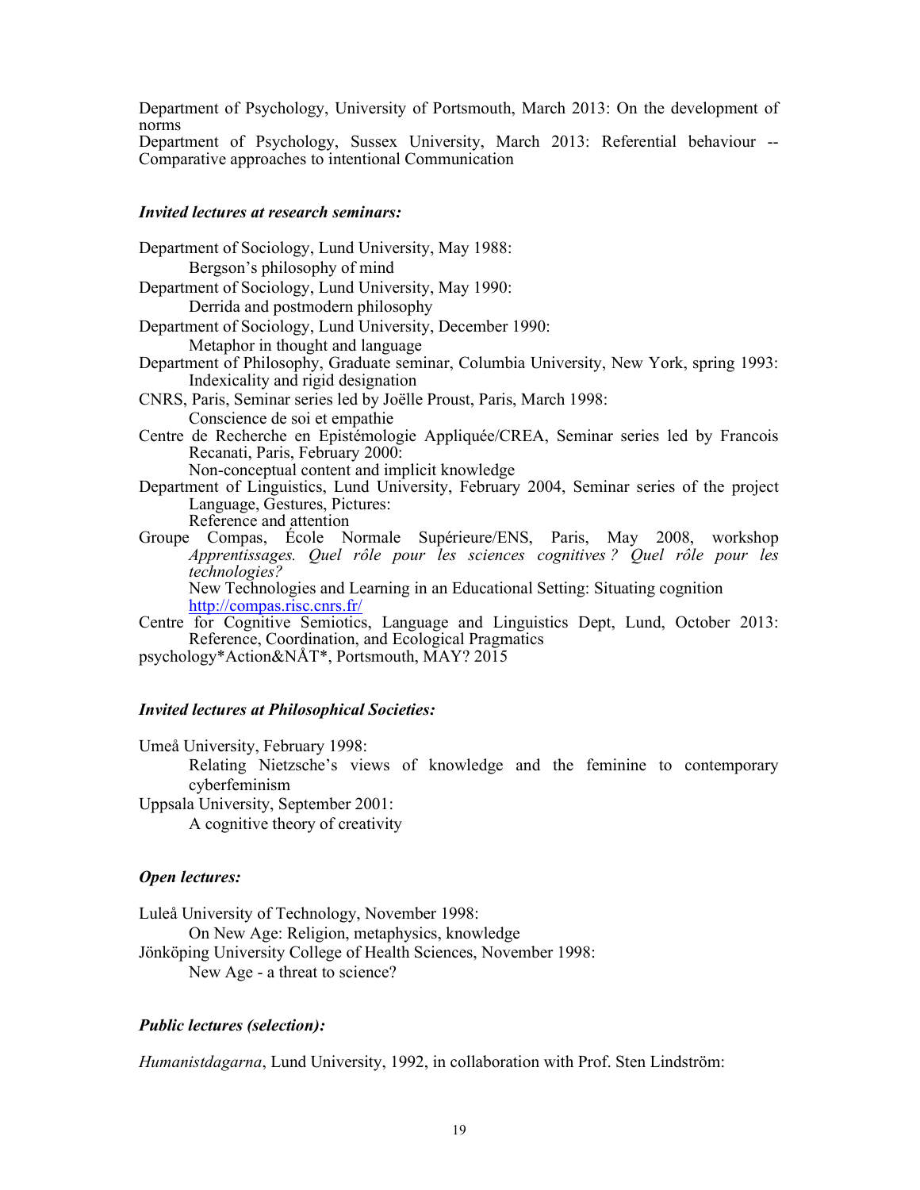Department of Psychology, University of Portsmouth, March 2013: On the development of norms

Department of Psychology, Sussex University, March 2013: Referential behaviour -- Comparative approaches to intentional Communication

### *Invited lectures at research seminars:*

Department of Sociology, Lund University, May 1988:
Bergson's philosophy of mind

Department of Sociology, Lund University, May 1990:
Derrida and postmodern philosophy

Department of Sociology, Lund University, December 1990:
Metaphor in thought and language

Department of Philosophy, Graduate seminar, Columbia University, New York, spring 1993:
Indexicality and rigid designation

CNRS, Paris, Seminar series led by Joëlle Proust, Paris, March 1998:
Conscience de soi et empathie

Centre de Recherche en Epistémologie Appliquée/CREA, Seminar series led by Francois Recanati, Paris, February 2000:
Non-conceptual content and implicit knowledge

Department of Linguistics, Lund University, February 2004, Seminar series of the project Language, Gestures, Pictures:
Reference and attention

Groupe Compas, École Normale Supérieure/ENS, Paris, May 2008, workshop *Apprentissages. Quel rôle pour les sciences cognitives ? Quel rôle pour les technologies?*
New Technologies and Learning in an Educational Setting: Situating cognition
http://compas.risc.cnrs.fr/

Centre for Cognitive Semiotics, Language and Linguistics Dept, Lund, October 2013:
Reference, Coordination, and Ecological Pragmatics

psychology*Action&NÅT*, Portsmouth, MAY? 2015

### *Invited lectures at Philosophical Societies:*

Umeå University, February 1998:
Relating Nietzsche's views of knowledge and the feminine to contemporary cyberfeminism

Uppsala University, September 2001:
A cognitive theory of creativity

### *Open lectures:*

Luleå University of Technology, November 1998:
On New Age: Religion, metaphysics, knowledge

Jönköping University College of Health Sciences, November 1998:
New Age - a threat to science?

### *Public lectures (selection):*

*Humanistdagarna*, Lund University, 1992, in collaboration with Prof. Sten Lindström: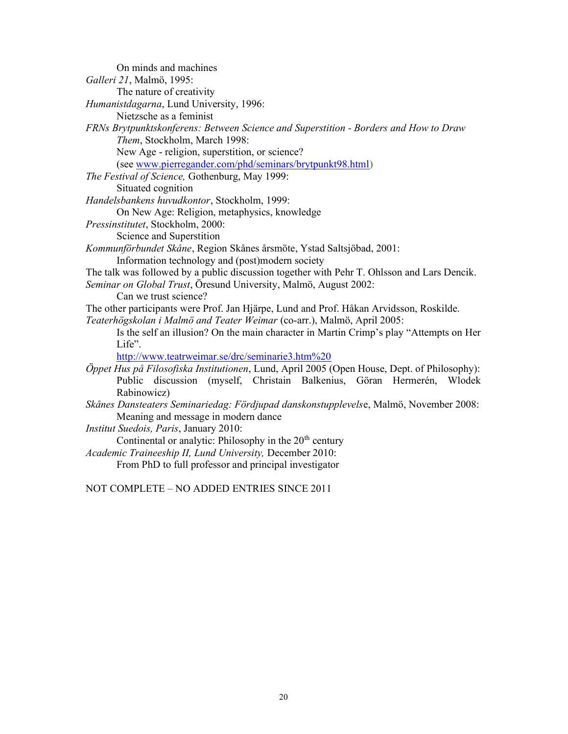On minds and machines

*Galleri 21*, Malmö, 1995:

The nature of creativity

*Humanistdagarna*, Lund University, 1996:

Nietzsche as a feminist

*FRNs Brytpunktskonferens: Between Science and Superstition - Borders and How to Draw Them*, Stockholm, March 1998:

New Age - religion, superstition, or science?
(see www.pierregander.com/phd/seminars/brytpunkt98.html)

*The Festival of Science,* Gothenburg, May 1999:

Situated cognition

*Handelsbankens huvudkontor*, Stockholm, 1999:

On New Age: Religion, metaphysics, knowledge

*Pressinstitutet*, Stockholm, 2000:

Science and Superstition

*Kommunförbundet Skåne*, Region Skånes årsmöte, Ystad Saltsjöbad, 2001:

Information technology and (post)modern society

The talk was followed by a public discussion together with Pehr T. Ohlsson and Lars Dencik.

*Seminar on Global Trust*, Öresund University, Malmö, August 2002:

Can we trust science?

The other participants were Prof. Jan Hjärpe, Lund and Prof. Håkan Arvidsson, Roskilde.

*Teaterhögskolan i Malmö and Teater Weimar* (co-arr.), Malmö, April 2005:

Is the self an illusion? On the main character in Martin Crimp's play "Attempts on Her Life".
http://www.teatrweimar.se/drc/seminarie3.htm%20

*Öppet Hus på Filosofiska Institutionen*, Lund, April 2005 (Open House, Dept. of Philosophy):

Public discussion (myself, Christain Balkenius, Göran Hermerén, Wlodek Rabinowicz)

*Skånes Dansteaters Seminariedag: Fördjupad danskonstupplevels*e, Malmö, November 2008:

Meaning and message in modern dance

*Institut Suedois, Paris*, January 2010:

Continental or analytic: Philosophy in the 20th century

*Academic Traineeship II, Lund University,* December 2010:

From PhD to full professor and principal investigator

NOT COMPLETE – NO ADDED ENTRIES SINCE 2011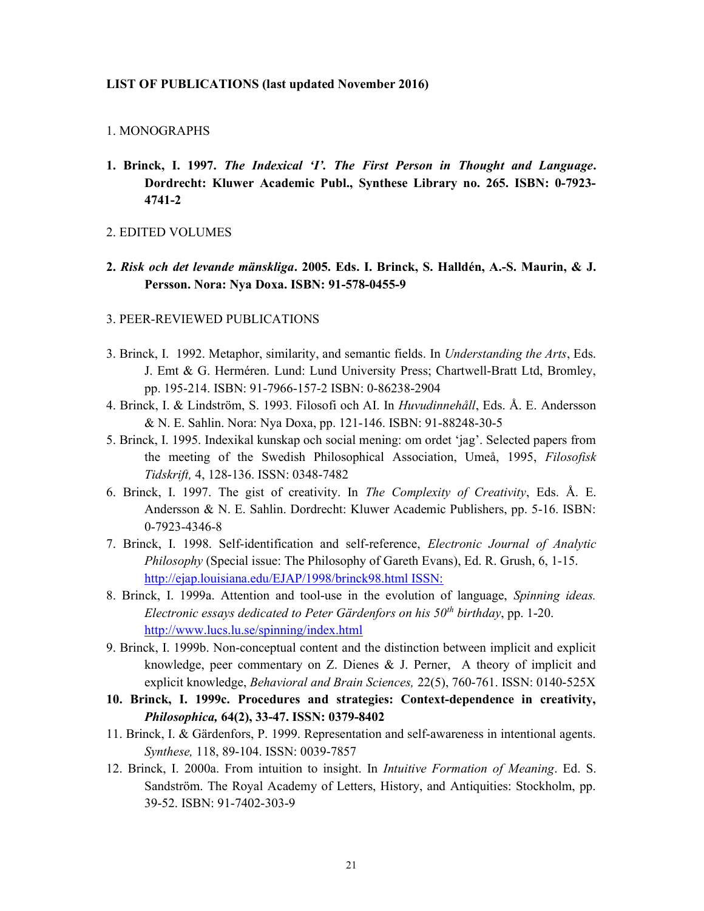**LIST OF PUBLICATIONS (last updated November 2016)**

1. MONOGRAPHS

**1. Brinck, I. 1997. *The Indexical 'I'. The First Person in Thought and Language*. Dordrecht: Kluwer Academic Publ., Synthese Library no. 265. ISBN: 0-7923-4741-2**

2. EDITED VOLUMES

**2. *Risk och det levande mänskliga*. 2005. Eds. I. Brinck, S. Halldén, A.-S. Maurin, & J. Persson. Nora: Nya Doxa. ISBN: 91-578-0455-9**

3. PEER-REVIEWED PUBLICATIONS

3. Brinck, I. 1992. Metaphor, similarity, and semantic fields. In *Understanding the Arts*, Eds. J. Emt & G. Herméren. Lund: Lund University Press; Chartwell-Bratt Ltd, Bromley, pp. 195-214. ISBN: 91-7966-157-2 ISBN: 0-86238-2904

4. Brinck, I. & Lindström, S. 1993. Filosofi och AI. In *Huvudinnehåll*, Eds. Å. E. Andersson & N. E. Sahlin. Nora: Nya Doxa, pp. 121-146. ISBN: 91-88248-30-5

5. Brinck, I. 1995. Indexikal kunskap och social mening: om ordet 'jag'. Selected papers from the meeting of the Swedish Philosophical Association, Umeå, 1995, *Filosofisk Tidskrift,* 4, 128-136. ISSN: 0348-7482

6. Brinck, I. 1997. The gist of creativity. In *The Complexity of Creativity*, Eds. Å. E. Andersson & N. E. Sahlin. Dordrecht: Kluwer Academic Publishers, pp. 5-16. ISBN: 0-7923-4346-8

7. Brinck, I. 1998. Self-identification and self-reference, *Electronic Journal of Analytic Philosophy* (Special issue: The Philosophy of Gareth Evans), Ed. R. Grush, 6, 1-15. http://ejap.louisiana.edu/EJAP/1998/brinck98.html ISSN:

8. Brinck, I. 1999a. Attention and tool-use in the evolution of language, *Spinning ideas. Electronic essays dedicated to Peter Gärdenfors on his 50th birthday*, pp. 1-20. http://www.lucs.lu.se/spinning/index.html

9. Brinck, I. 1999b. Non-conceptual content and the distinction between implicit and explicit knowledge, peer commentary on Z. Dienes & J. Perner, A theory of implicit and explicit knowledge, *Behavioral and Brain Sciences,* 22(5), 760-761. ISSN: 0140-525X

**10. Brinck, I. 1999c. Procedures and strategies: Context-dependence in creativity, *Philosophica,* 64(2), 33-47. ISSN: 0379-8402**

11. Brinck, I. & Gärdenfors, P. 1999. Representation and self-awareness in intentional agents. *Synthese,* 118, 89-104. ISSN: 0039-7857

12. Brinck, I. 2000a. From intuition to insight. In *Intuitive Formation of Meaning*. Ed. S. Sandström. The Royal Academy of Letters, History, and Antiquities: Stockholm, pp. 39-52. ISBN: 91-7402-303-9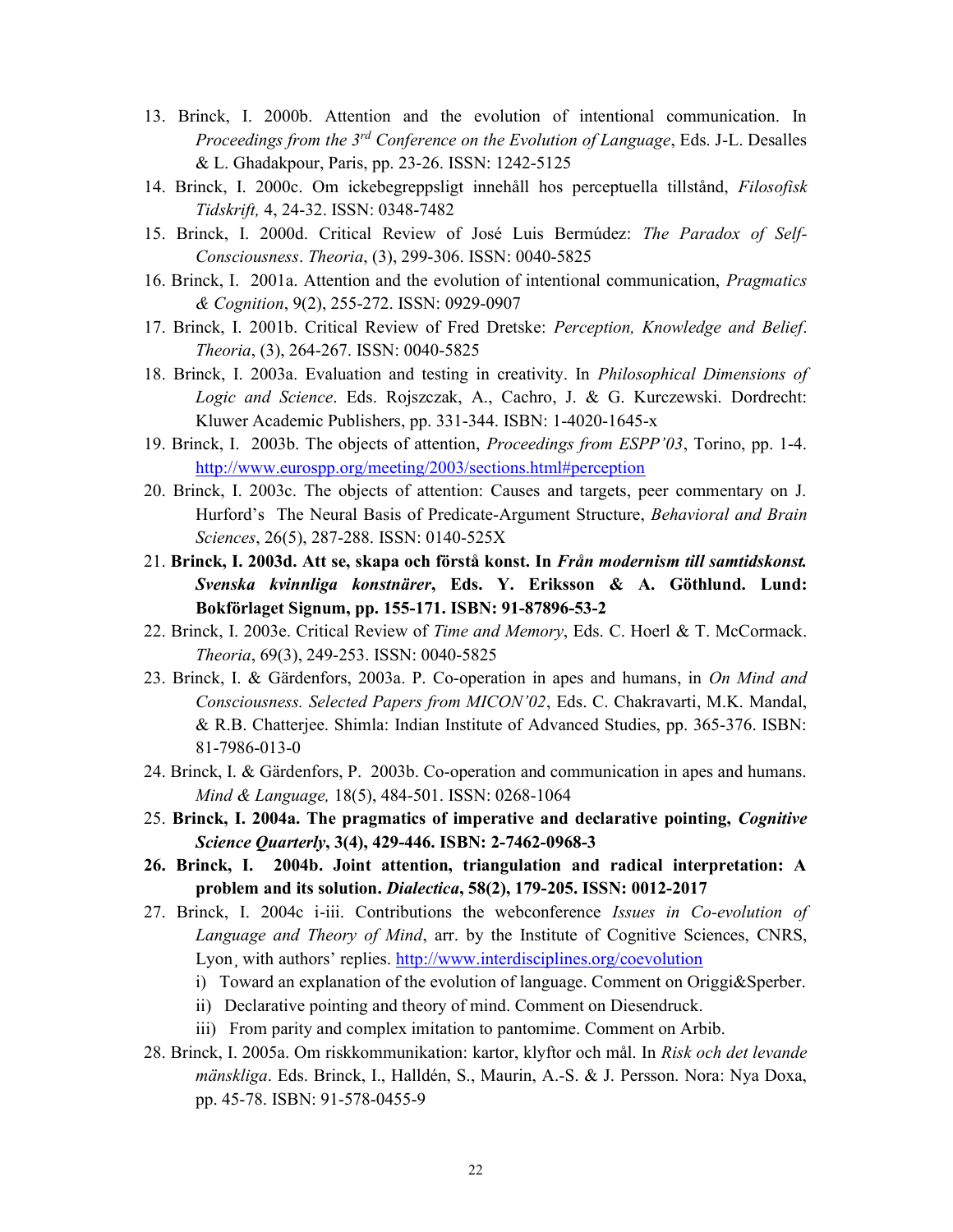13. Brinck, I. 2000b. Attention and the evolution of intentional communication. In *Proceedings from the 3rd Conference on the Evolution of Language*, Eds. J-L. Desalles & L. Ghadakpour, Paris, pp. 23-26. ISSN: 1242-5125
14. Brinck, I. 2000c. Om ickebegreppsligt innehåll hos perceptuella tillstånd, *Filosofisk Tidskrift,* 4, 24-32. ISSN: 0348-7482
15. Brinck, I. 2000d. Critical Review of José Luis Bermúdez: *The Paradox of Self-Consciousness*. *Theoria*, (3), 299-306. ISSN: 0040-5825
16. Brinck, I. 2001a. Attention and the evolution of intentional communication, *Pragmatics & Cognition*, 9(2), 255-272. ISSN: 0929-0907
17. Brinck, I. 2001b. Critical Review of Fred Dretske: *Perception, Knowledge and Belief*. *Theoria*, (3), 264-267. ISSN: 0040-5825
18. Brinck, I. 2003a. Evaluation and testing in creativity. In *Philosophical Dimensions of Logic and Science*. Eds. Rojszczak, A., Cachro, J. & G. Kurczewski. Dordrecht: Kluwer Academic Publishers, pp. 331-344. ISBN: 1-4020-1645-x
19. Brinck, I. 2003b. The objects of attention, *Proceedings from ESPP'03*, Torino, pp. 1-4. http://www.eurospp.org/meeting/2003/sections.html#perception
20. Brinck, I. 2003c. The objects of attention: Causes and targets, peer commentary on J. Hurford's The Neural Basis of Predicate-Argument Structure, *Behavioral and Brain Sciences*, 26(5), 287-288. ISSN: 0140-525X
21. **Brinck, I. 2003d. Att se, skapa och förstå konst. In *Från modernism till samtidskonst. Svenska kvinnliga konstnärer*, Eds. Y. Eriksson & A. Göthlund. Lund: Bokförlaget Signum, pp. 155-171. ISBN: 91-87896-53-2**
22. Brinck, I. 2003e. Critical Review of *Time and Memory*, Eds. C. Hoerl & T. McCormack. *Theoria*, 69(3), 249-253. ISSN: 0040-5825
23. Brinck, I. & Gärdenfors, 2003a. P. Co-operation in apes and humans, in *On Mind and Consciousness. Selected Papers from MICON'02*, Eds. C. Chakravarti, M.K. Mandal, & R.B. Chatterjee. Shimla: Indian Institute of Advanced Studies, pp. 365-376. ISBN: 81-7986-013-0
24. Brinck, I. & Gärdenfors, P. 2003b. Co-operation and communication in apes and humans. *Mind & Language,* 18(5), 484-501. ISSN: 0268-1064
25. **Brinck, I. 2004a. The pragmatics of imperative and declarative pointing, *Cognitive Science Quarterly*, 3(4), 429-446. ISBN: 2-7462-0968-3**
26. **Brinck, I. 2004b. Joint attention, triangulation and radical interpretation: A problem and its solution. *Dialectica*, 58(2), 179-205. ISSN: 0012-2017**
27. Brinck, I. 2004c i-iii. Contributions the webconference *Issues in Co-evolution of Language and Theory of Mind*, arr. by the Institute of Cognitive Sciences, CNRS, Lyon¸ with authors' replies. http://www.interdisciplines.org/coevolution
    i) Toward an explanation of the evolution of language. Comment on Origgi&Sperber.
    ii) Declarative pointing and theory of mind. Comment on Diesendruck.
    iii) From parity and complex imitation to pantomime. Comment on Arbib.
28. Brinck, I. 2005a. Om riskkommunikation: kartor, klyftor och mål. In *Risk och det levande mänskliga*. Eds. Brinck, I., Halldén, S., Maurin, A.-S. & J. Persson. Nora: Nya Doxa, pp. 45-78. ISBN: 91-578-0455-9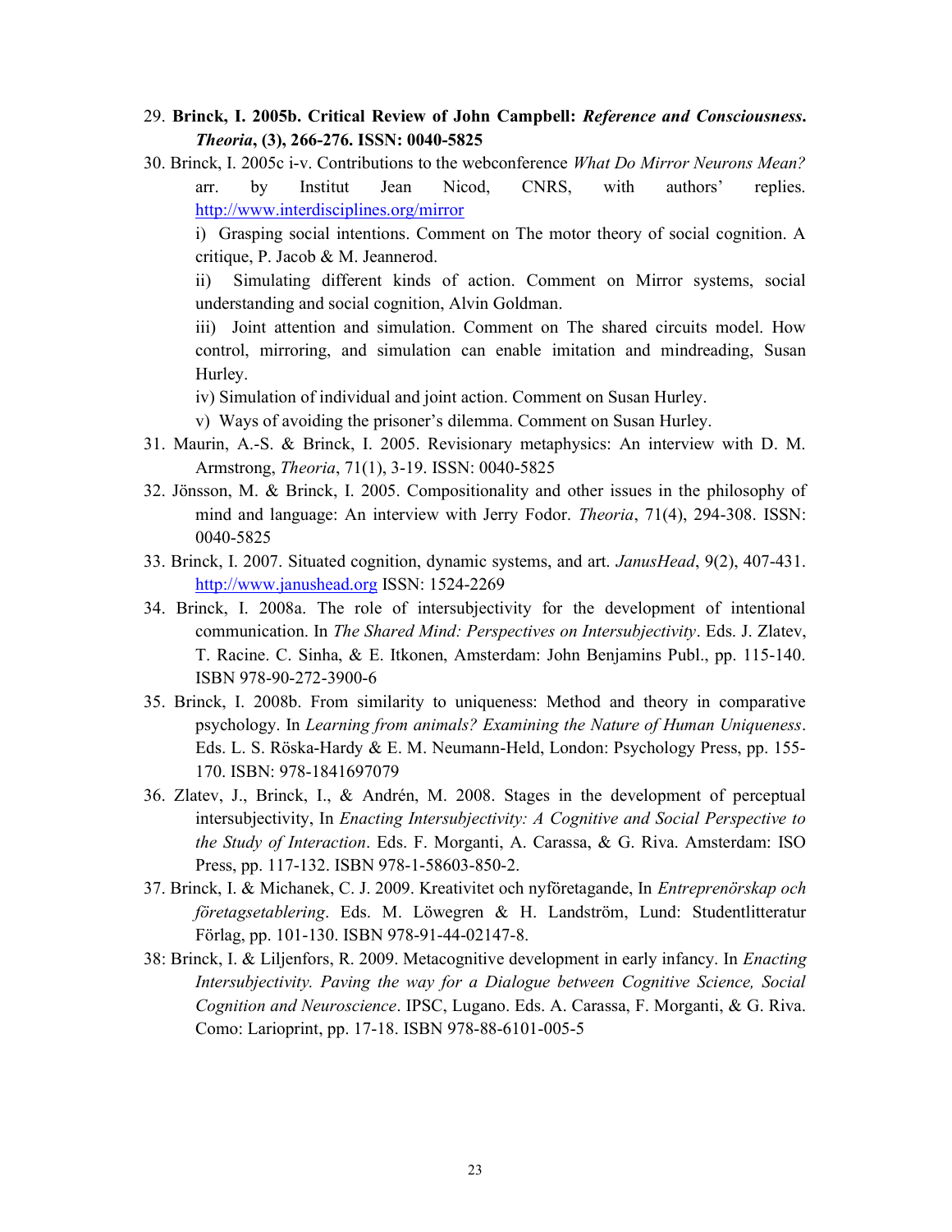29. **Brinck, I. 2005b. Critical Review of John Campbell: *Reference and Consciousness*. *Theoria*, (3), 266-276. ISSN: 0040-5825**
30. Brinck, I. 2005c i-v. Contributions to the webconference *What Do Mirror Neurons Mean?* arr. by Institut Jean Nicod, CNRS, with authors' replies. http://www.interdisciplines.org/mirror

    i) Grasping social intentions. Comment on The motor theory of social cognition. A critique, P. Jacob & M. Jeannerod.

    ii) Simulating different kinds of action. Comment on Mirror systems, social understanding and social cognition, Alvin Goldman.

    iii) Joint attention and simulation. Comment on The shared circuits model. How control, mirroring, and simulation can enable imitation and mindreading, Susan Hurley.

    iv) Simulation of individual and joint action. Comment on Susan Hurley.

    v) Ways of avoiding the prisoner's dilemma. Comment on Susan Hurley.
31. Maurin, A.-S. & Brinck, I. 2005. Revisionary metaphysics: An interview with D. M. Armstrong, *Theoria*, 71(1), 3-19. ISSN: 0040-5825
32. Jönsson, M. & Brinck, I. 2005. Compositionality and other issues in the philosophy of mind and language: An interview with Jerry Fodor. *Theoria*, 71(4), 294-308. ISSN: 0040-5825
33. Brinck, I. 2007. Situated cognition, dynamic systems, and art. *JanusHead*, 9(2), 407-431. http://www.janushead.org ISSN: 1524-2269
34. Brinck, I. 2008a. The role of intersubjectivity for the development of intentional communication. In *The Shared Mind: Perspectives on Intersubjectivity*. Eds. J. Zlatev, T. Racine. C. Sinha, & E. Itkonen, Amsterdam: John Benjamins Publ., pp. 115-140. ISBN 978-90-272-3900-6
35. Brinck, I. 2008b. From similarity to uniqueness: Method and theory in comparative psychology. In *Learning from animals? Examining the Nature of Human Uniqueness*. Eds. L. S. Röska-Hardy & E. M. Neumann-Held, London: Psychology Press, pp. 155-170. ISBN: 978-1841697079
36. Zlatev, J., Brinck, I., & Andrén, M. 2008. Stages in the development of perceptual intersubjectivity, In *Enacting Intersubjectivity: A Cognitive and Social Perspective to the Study of Interaction*. Eds. F. Morganti, A. Carassa, & G. Riva. Amsterdam: ISO Press, pp. 117-132. ISBN 978-1-58603-850-2.
37. Brinck, I. & Michanek, C. J. 2009. Kreativitet och nyföretagande, In *Entreprenörskap och företagsetablering*. Eds. M. Löwegren & H. Landström, Lund: Studentlitteratur Förlag, pp. 101-130. ISBN 978-91-44-02147-8.
38: Brinck, I. & Liljenfors, R. 2009. Metacognitive development in early infancy. In *Enacting Intersubjectivity. Paving the way for a Dialogue between Cognitive Science, Social Cognition and Neuroscience*. IPSC, Lugano. Eds. A. Carassa, F. Morganti, & G. Riva. Como: Larioprint, pp. 17-18. ISBN 978-88-6101-005-5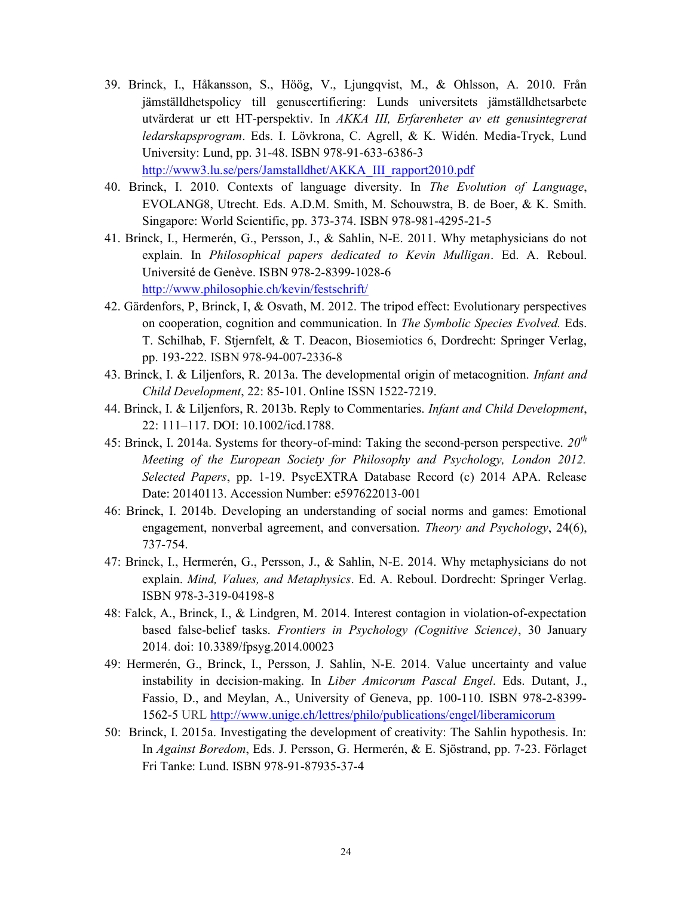39. Brinck, I., Håkansson, S., Höög, V., Ljungqvist, M., & Ohlsson, A. 2010. Från jämställdhetspolicy till genuscertifiering: Lunds universitets jämställdhetsarbete utvärderat ur ett HT-perspektiv. In *AKKA III, Erfarenheter av ett genusintegrerat ledarskapsprogram*. Eds. I. Lövkrona, C. Agrell, & K. Widén. Media-Tryck, Lund University: Lund, pp. 31-48. ISBN 978-91-633-6386-3 http://www3.lu.se/pers/Jamstalldhet/AKKA_III_rapport2010.pdf
40. Brinck, I. 2010. Contexts of language diversity. In *The Evolution of Language*, EVOLANG8, Utrecht. Eds. A.D.M. Smith, M. Schouwstra, B. de Boer, & K. Smith. Singapore: World Scientific, pp. 373-374. ISBN 978-981-4295-21-5
41. Brinck, I., Hermerén, G., Persson, J., & Sahlin, N-E. 2011. Why metaphysicians do not explain. In *Philosophical papers dedicated to Kevin Mulligan*. Ed. A. Reboul. Université de Genève. ISBN 978-2-8399-1028-6 http://www.philosophie.ch/kevin/festschrift/
42. Gärdenfors, P, Brinck, I, & Osvath, M. 2012. The tripod effect: Evolutionary perspectives on cooperation, cognition and communication. In *The Symbolic Species Evolved.* Eds. T. Schilhab, F. Stjernfelt, & T. Deacon, Biosemiotics 6, Dordrecht: Springer Verlag, pp. 193-222. ISBN 978-94-007-2336-8
43. Brinck, I. & Liljenfors, R. 2013a. The developmental origin of metacognition. *Infant and Child Development*, 22: 85-101. Online ISSN 1522-7219.
44. Brinck, I. & Liljenfors, R. 2013b. Reply to Commentaries. *Infant and Child Development*, 22: 111–117. DOI: 10.1002/icd.1788.
45: Brinck, I. 2014a. Systems for theory-of-mind: Taking the second-person perspective. *20th Meeting of the European Society for Philosophy and Psychology, London 2012. Selected Papers*, pp. 1-19. PsycEXTRA Database Record (c) 2014 APA. Release Date: 20140113. Accession Number: e597622013-001
46: Brinck, I. 2014b. Developing an understanding of social norms and games: Emotional engagement, nonverbal agreement, and conversation. *Theory and Psychology*, 24(6), 737-754.
47: Brinck, I., Hermerén, G., Persson, J., & Sahlin, N-E. 2014. Why metaphysicians do not explain. *Mind, Values, and Metaphysics*. Ed. A. Reboul. Dordrecht: Springer Verlag. ISBN 978-3-319-04198-8
48: Falck, A., Brinck, I., & Lindgren, M. 2014. Interest contagion in violation-of-expectation based false-belief tasks. *Frontiers in Psychology (Cognitive Science)*, 30 January 2014. doi: 10.3389/fpsyg.2014.00023
49: Hermerén, G., Brinck, I., Persson, J. Sahlin, N-E. 2014. Value uncertainty and value instability in decision-making. In *Liber Amicorum Pascal Engel*. Eds. Dutant, J., Fassio, D., and Meylan, A., University of Geneva, pp. 100-110. ISBN 978-2-8399-1562-5 URL http://www.unige.ch/lettres/philo/publications/engel/liberamicorum
50: Brinck, I. 2015a. Investigating the development of creativity: The Sahlin hypothesis. In: In *Against Boredom*, Eds. J. Persson, G. Hermerén, & E. Sjöstrand, pp. 7-23. Förlaget Fri Tanke: Lund. ISBN 978-91-87935-37-4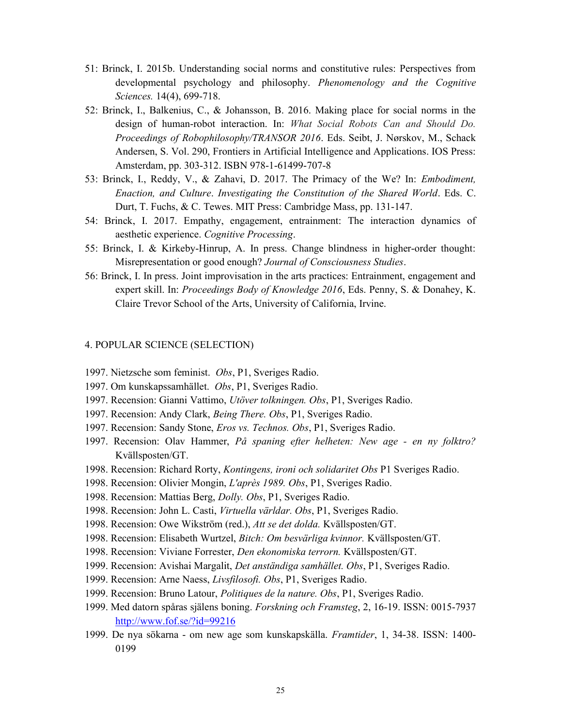51: Brinck, I. 2015b. Understanding social norms and constitutive rules: Perspectives from developmental psychology and philosophy. *Phenomenology and the Cognitive Sciences.* 14(4), 699-718.

52: Brinck, I., Balkenius, C., & Johansson, B. 2016. Making place for social norms in the design of human-robot interaction. In: *What Social Robots Can and Should Do. Proceedings of Robophilosophy/TRANSOR 2016*. Eds. Seibt, J. Nørskov, M., Schack Andersen, S. Vol. 290, Frontiers in Artificial Intelligence and Applications. IOS Press: Amsterdam, pp. 303-312. ISBN 978-1-61499-707-8

53: Brinck, I., Reddy, V., & Zahavi, D. 2017. The Primacy of the We? In: *Embodiment, Enaction, and Culture*. *Investigating the Constitution of the Shared World*. Eds. C. Durt, T. Fuchs, & C. Tewes. MIT Press: Cambridge Mass, pp. 131-147.

54: Brinck, I. 2017. Empathy, engagement, entrainment: The interaction dynamics of aesthetic experience. *Cognitive Processing*.

55: Brinck, I. & Kirkeby-Hinrup, A. In press. Change blindness in higher-order thought: Misrepresentation or good enough? *Journal of Consciousness Studies*.

56: Brinck, I. In press. Joint improvisation in the arts practices: Entrainment, engagement and expert skill. In: *Proceedings Body of Knowledge 2016*, Eds. Penny, S. & Donahey, K. Claire Trevor School of the Arts, University of California, Irvine.

## 4. POPULAR SCIENCE (SELECTION)

1997. Nietzsche som feminist. *Obs*, P1, Sveriges Radio.

1997. Om kunskapssamhället. *Obs*, P1, Sveriges Radio.

1997. Recension: Gianni Vattimo, *Utöver tolkningen. Obs*, P1, Sveriges Radio.

1997. Recension: Andy Clark, *Being There. Obs*, P1, Sveriges Radio.

1997. Recension: Sandy Stone, *Eros vs. Technos. Obs*, P1, Sveriges Radio.

1997. Recension: Olav Hammer, *På spaning efter helheten: New age - en ny folktro?* Kvällsposten/GT.

1998. Recension: Richard Rorty, *Kontingens, ironi och solidaritet Obs* P1 Sveriges Radio.

1998. Recension: Olivier Mongin, *L'après 1989. Obs*, P1, Sveriges Radio.

1998. Recension: Mattias Berg, *Dolly. Obs*, P1, Sveriges Radio.

1998. Recension: John L. Casti, *Virtuella världar. Obs*, P1, Sveriges Radio.

1998. Recension: Owe Wikström (red.), *Att se det dolda.* Kvällsposten/GT.

1998. Recension: Elisabeth Wurtzel, *Bitch: Om besvärliga kvinnor.* Kvällsposten/GT.

1998. Recension: Viviane Forrester, *Den ekonomiska terrorn.* Kvällsposten/GT.

1999. Recension: Avishai Margalit, *Det anständiga samhället. Obs*, P1, Sveriges Radio.

1999. Recension: Arne Naess, *Livsfilosofi. Obs*, P1, Sveriges Radio.

1999. Recension: Bruno Latour, *Politiques de la nature. Obs*, P1, Sveriges Radio.

1999. Med datorn spåras själens boning. *Forskning och Framsteg*, 2, 16-19. ISSN: 0015-7937 http://www.fof.se/?id=99216

1999. De nya sökarna - om new age som kunskapskälla. *Framtider*, 1, 34-38. ISSN: 1400-0199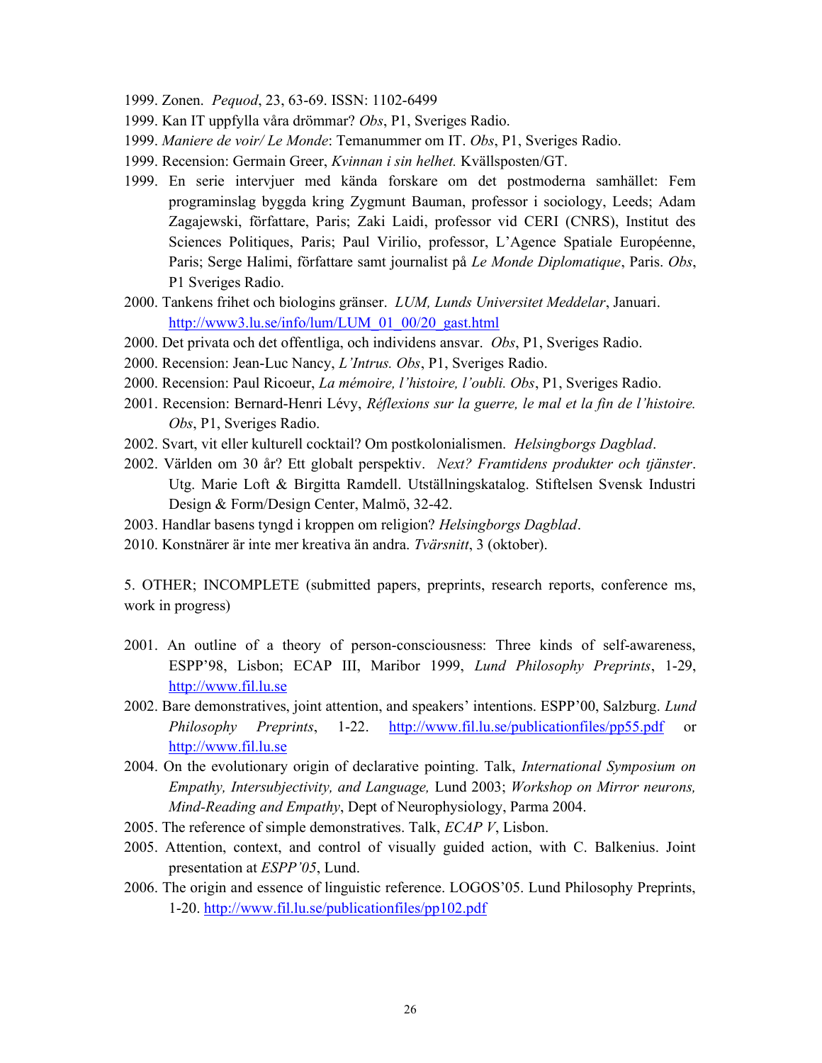1999. Zonen. *Pequod*, 23, 63-69. ISSN: 1102-6499

1999. Kan IT uppfylla våra drömmar? *Obs*, P1, Sveriges Radio.

1999. *Maniere de voir/ Le Monde*: Temanummer om IT. *Obs*, P1, Sveriges Radio.

1999. Recension: Germain Greer, *Kvinnan i sin helhet.* Kvällsposten/GT.

1999. En serie intervjuer med kända forskare om det postmoderna samhället: Fem programinslag byggda kring Zygmunt Bauman, professor i sociology, Leeds; Adam Zagajewski, författare, Paris; Zaki Laidi, professor vid CERI (CNRS), Institut des Sciences Politiques, Paris; Paul Virilio, professor, L'Agence Spatiale Européenne, Paris; Serge Halimi, författare samt journalist på *Le Monde Diplomatique*, Paris. *Obs*, P1 Sveriges Radio.

2000. Tankens frihet och biologins gränser. *LUM, Lunds Universitet Meddelar*, Januari. [http://www3.lu.se/info/lum/LUM_01_00/20_gast.html](http://www3.lu.se/info/lum/LUM_01_00/20_gast.html)

2000. Det privata och det offentliga, och individens ansvar. *Obs*, P1, Sveriges Radio.

2000. Recension: Jean-Luc Nancy, *L'Intrus. Obs*, P1, Sveriges Radio.

2000. Recension: Paul Ricoeur, *La mémoire, l'histoire, l'oubli. Obs*, P1, Sveriges Radio.

2001. Recension: Bernard-Henri Lévy, *Réflexions sur la guerre, le mal et la fin de l'histoire. Obs*, P1, Sveriges Radio.

2002. Svart, vit eller kulturell cocktail? Om postkolonialismen. *Helsingborgs Dagblad*.

2002. Världen om 30 år? Ett globalt perspektiv. *Next? Framtidens produkter och tjänster*. Utg. Marie Loft & Birgitta Ramdell. Utställningskatalog. Stiftelsen Svensk Industri Design & Form/Design Center, Malmö, 32-42.

2003. Handlar basens tyngd i kroppen om religion? *Helsingborgs Dagblad*.

2010. Konstnärer är inte mer kreativa än andra. *Tvärsnitt*, 3 (oktober).

5. OTHER; INCOMPLETE (submitted papers, preprints, research reports, conference ms, work in progress)

2001. An outline of a theory of person-consciousness: Three kinds of self-awareness, ESPP'98, Lisbon; ECAP III, Maribor 1999, *Lund Philosophy Preprints*, 1-29, [http://www.fil.lu.se](http://www.fil.lu.se)

2002. Bare demonstratives, joint attention, and speakers' intentions. ESPP'00, Salzburg. *Lund Philosophy Preprints*, 1-22. [http://www.fil.lu.se/publicationfiles/pp55.pdf](http://www.fil.lu.se/publicationfiles/pp55.pdf) or [http://www.fil.lu.se](http://www.fil.lu.se)

2004. On the evolutionary origin of declarative pointing. Talk, *International Symposium on Empathy, Intersubjectivity, and Language,* Lund 2003; *Workshop on Mirror neurons, Mind-Reading and Empathy*, Dept of Neurophysiology, Parma 2004.

2005. The reference of simple demonstratives. Talk, *ECAP V*, Lisbon.

2005. Attention, context, and control of visually guided action, with C. Balkenius. Joint presentation at *ESPP'05*, Lund.

2006. The origin and essence of linguistic reference. LOGOS'05. Lund Philosophy Preprints, 1-20. [http://www.fil.lu.se/publicationfiles/pp102.pdf](http://www.fil.lu.se/publicationfiles/pp102.pdf)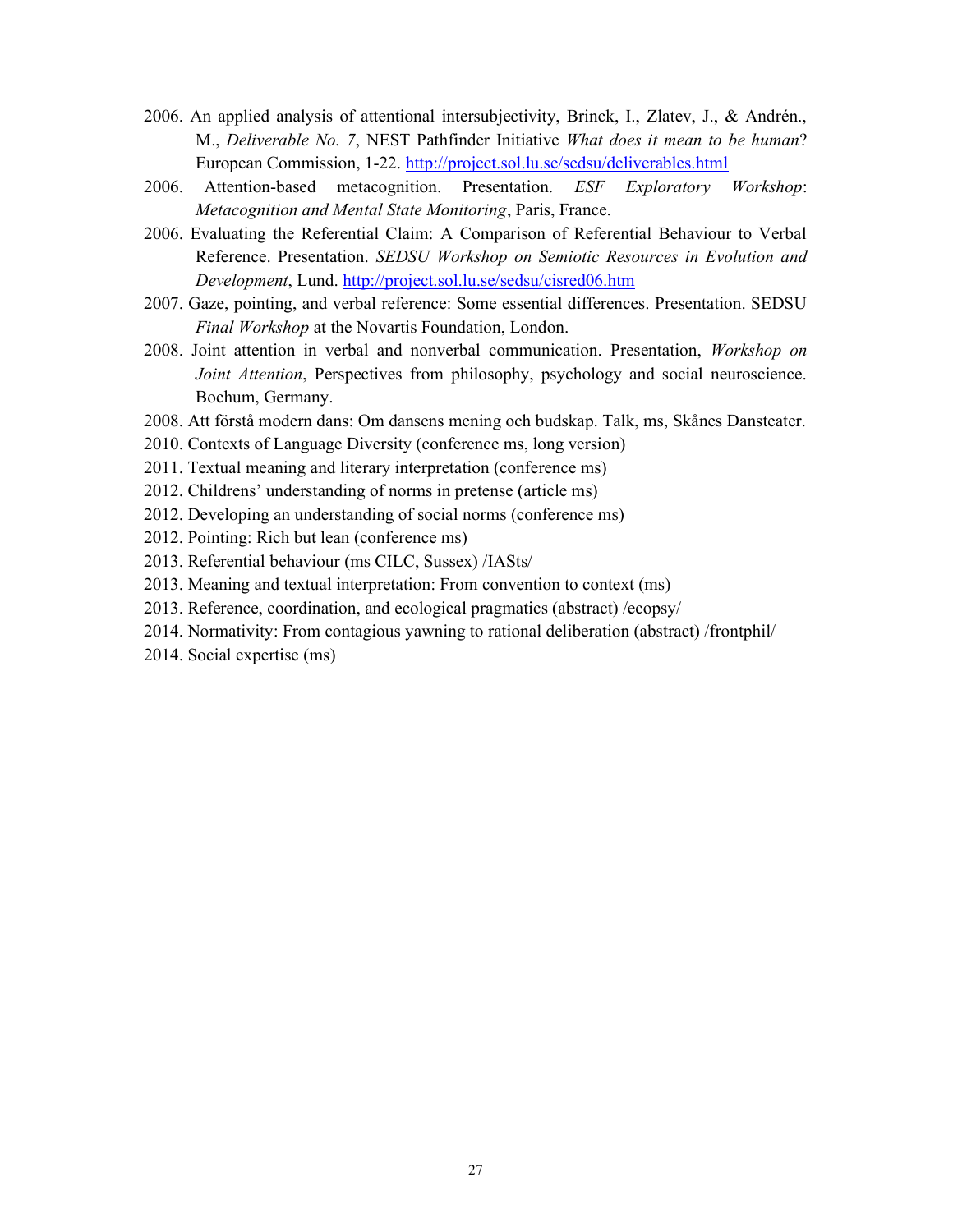2006. An applied analysis of attentional intersubjectivity, Brinck, I., Zlatev, J., & Andrén., M., *Deliverable No. 7*, NEST Pathfinder Initiative *What does it mean to be human*? European Commission, 1-22. http://project.sol.lu.se/sedsu/deliverables.html

2006. Attention-based metacognition. Presentation. *ESF Exploratory Workshop*: *Metacognition and Mental State Monitoring*, Paris, France.

2006. Evaluating the Referential Claim: A Comparison of Referential Behaviour to Verbal Reference. Presentation. *SEDSU Workshop on Semiotic Resources in Evolution and Development*, Lund. http://project.sol.lu.se/sedsu/cisred06.htm

2007. Gaze, pointing, and verbal reference: Some essential differences. Presentation. SEDSU *Final Workshop* at the Novartis Foundation, London.

2008. Joint attention in verbal and nonverbal communication. Presentation, *Workshop on Joint Attention*, Perspectives from philosophy, psychology and social neuroscience. Bochum, Germany.

2008. Att förstå modern dans: Om dansens mening och budskap. Talk, ms, Skånes Dansteater.

2010. Contexts of Language Diversity (conference ms, long version)

2011. Textual meaning and literary interpretation (conference ms)

2012. Childrens' understanding of norms in pretense (article ms)

2012. Developing an understanding of social norms (conference ms)

2012. Pointing: Rich but lean (conference ms)

2013. Referential behaviour (ms CILC, Sussex) /IASts/

2013. Meaning and textual interpretation: From convention to context (ms)

2013. Reference, coordination, and ecological pragmatics (abstract) /ecopsy/

2014. Normativity: From contagious yawning to rational deliberation (abstract) /frontphil/

2014. Social expertise (ms)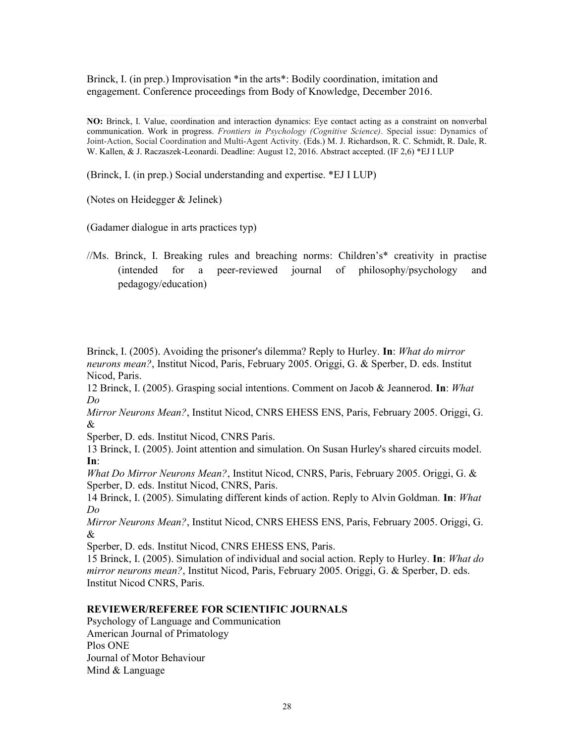Brinck, I. (in prep.) Improvisation *in the arts*: Bodily coordination, imitation and engagement. Conference proceedings from Body of Knowledge, December 2016.

---

**NO:** Brinck, I. Value, coordination and interaction dynamics: Eye contact acting as a constraint on nonverbal communication. Work in progress. *Frontiers in Psychology (Cognitive Science)*. Special issue: Dynamics of Joint-Action, Social Coordination and Multi-Agent Activity. (Eds.) M. J. Richardson, R. C. Schmidt, R. Dale, R. W. Kallen, & J. Raczaszek-Leonardi. Deadline: August 12, 2016. Abstract accepted. (IF 2,6) *EJ I LUP

(Brinck, I. (in prep.) Social understanding and expertise. *EJ I LUP)

(Notes on Heidegger & Jelinek)

(Gadamer dialogue in arts practices typ)

//Ms. Brinck, I. Breaking rules and breaching norms: Children's* creativity in practise (intended for a peer-reviewed journal of philosophy/psychology and pedagogy/education)

Brinck, I. (2005). Avoiding the prisoner's dilemma? Reply to Hurley. **In**: *What do mirror neurons mean?*, Institut Nicod, Paris, February 2005. Origgi, G. & Sperber, D. eds. Institut Nicod, Paris.

12 Brinck, I. (2005). Grasping social intentions. Comment on Jacob & Jeannerod. **In**: *What Do Mirror Neurons Mean?*, Institut Nicod, CNRS EHESS ENS, Paris, February 2005. Origgi, G. & Sperber, D. eds. Institut Nicod, CNRS Paris.

13 Brinck, I. (2005). Joint attention and simulation. On Susan Hurley's shared circuits model. **In**: *What Do Mirror Neurons Mean?*, Institut Nicod, CNRS, Paris, February 2005. Origgi, G. & Sperber, D. eds. Institut Nicod, CNRS, Paris.

14 Brinck, I. (2005). Simulating different kinds of action. Reply to Alvin Goldman. **In**: *What Do Mirror Neurons Mean?*, Institut Nicod, CNRS EHESS ENS, Paris, February 2005. Origgi, G. & Sperber, D. eds. Institut Nicod, CNRS EHESS ENS, Paris.

15 Brinck, I. (2005). Simulation of individual and social action. Reply to Hurley. **In**: *What do mirror neurons mean?*, Institut Nicod, Paris, February 2005. Origgi, G. & Sperber, D. eds. Institut Nicod CNRS, Paris.

**REVIEWER/REFEREE FOR SCIENTIFIC JOURNALS**

Psychology of Language and Communication
American Journal of Primatology
Plos ONE
Journal of Motor Behaviour
Mind & Language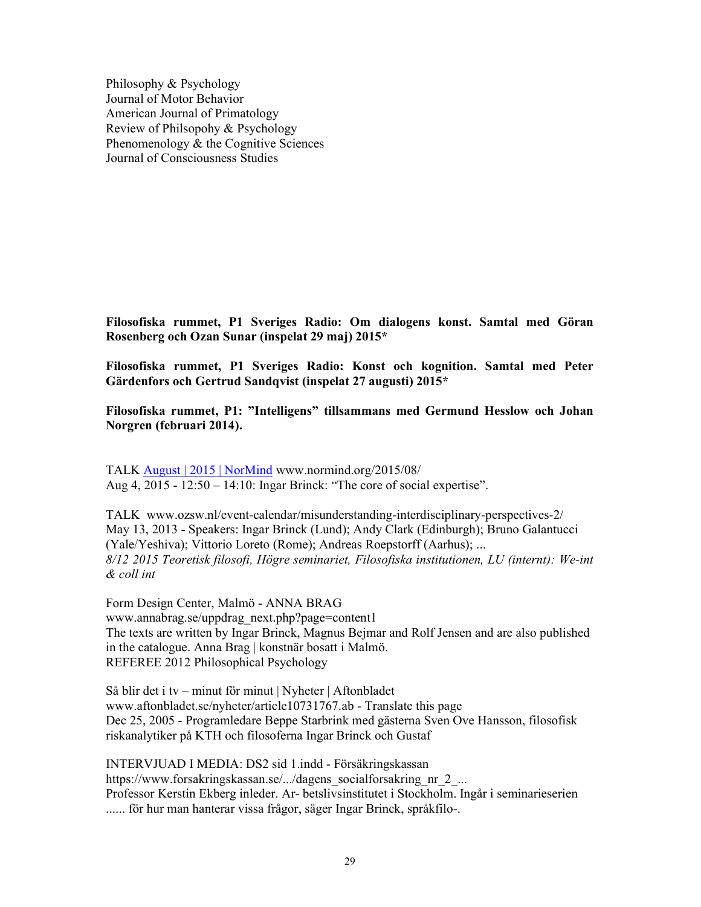Philosophy & Psychology
Journal of Motor Behavior
American Journal of Primatology
Review of Philsopohy & Psychology
Phenomenology & the Cognitive Sciences
Journal of Consciousness Studies

**Filosofiska rummet, P1 Sveriges Radio: Om dialogens konst. Samtal med Göran Rosenberg och Ozan Sunar (inspelat 29 maj) 2015***

**Filosofiska rummet, P1 Sveriges Radio: Konst och kognition. Samtal med Peter Gärdenfors och Gertrud Sandqvist (inspelat 27 augusti) 2015***

**Filosofiska rummet, P1: "Intelligens" tillsammans med Germund Hesslow och Johan Norgren (februari 2014).**

TALK [August | 2015 | NorMind](www.normind.org/2015/08/) www.normind.org/2015/08/
Aug 4, 2015 - 12:50 – 14:10: Ingar Brinck: "The core of social expertise".

TALK www.ozsw.nl/event-calendar/misunderstanding-interdisciplinary-perspectives-2/
May 13, 2013 - Speakers: Ingar Brinck (Lund); Andy Clark (Edinburgh); Bruno Galantucci (Yale/Yeshiva); Vittorio Loreto (Rome); Andreas Roepstorff (Aarhus); ...
*8/12 2015 Teoretisk filosofi, Högre seminariet, Filosofiska institutionen, LU (internt): We-int & coll int*

Form Design Center, Malmö - ANNA BRAG
www.annabrag.se/uppdrag_next.php?page=content1
The texts are written by Ingar Brinck, Magnus Bejmar and Rolf Jensen and are also published in the catalogue. Anna Brag | konstnär bosatt i Malmö.
REFEREE 2012 Philosophical Psychology

Så blir det i tv – minut för minut | Nyheter | Aftonbladet
www.aftonbladet.se/nyheter/article10731767.ab - Translate this page
Dec 25, 2005 - Programledare Beppe Starbrink med gästerna Sven Ove Hansson, filosofisk riskanalytiker på KTH och filosoferna Ingar Brinck och Gustaf

INTERVJUAD I MEDIA: DS2 sid 1.indd - Försäkringskassan
https://www.forsakringskassan.se/.../dagens_socialforsakring_nr_2_...
Professor Kerstin Ekberg inleder. Ar- betslivsinstitutet i Stockholm. Ingår i seminarieserien ...... för hur man hanterar vissa frågor, säger Ingar Brinck, språkfilo-.